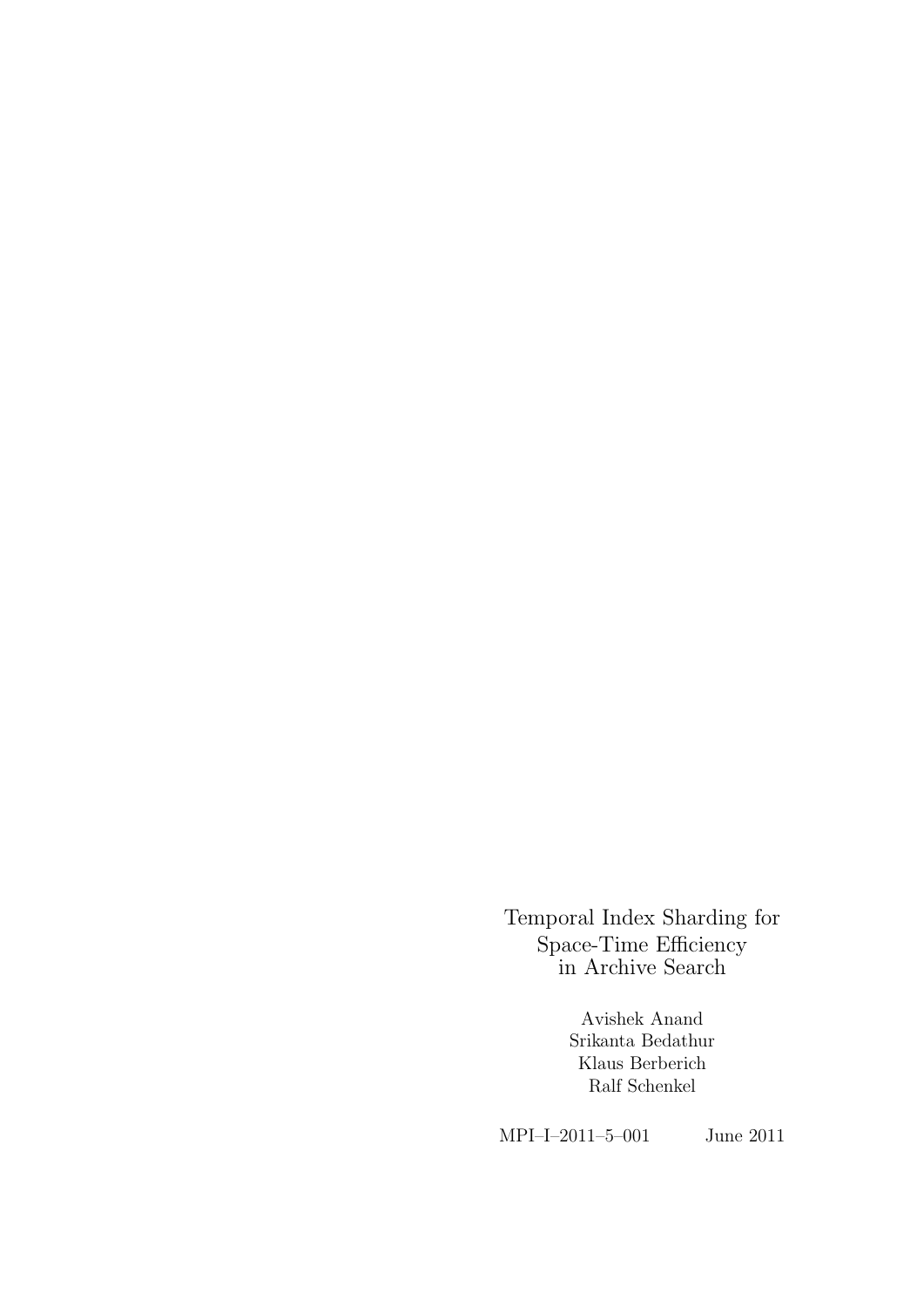# Temporal Index Sharding for Space-Time Efficiency in Archive Search

Avishek Anand
Srikanta Bedathur
Klaus Berberich
Ralf Schenkel

MPI–I–2011–5–001 June 2011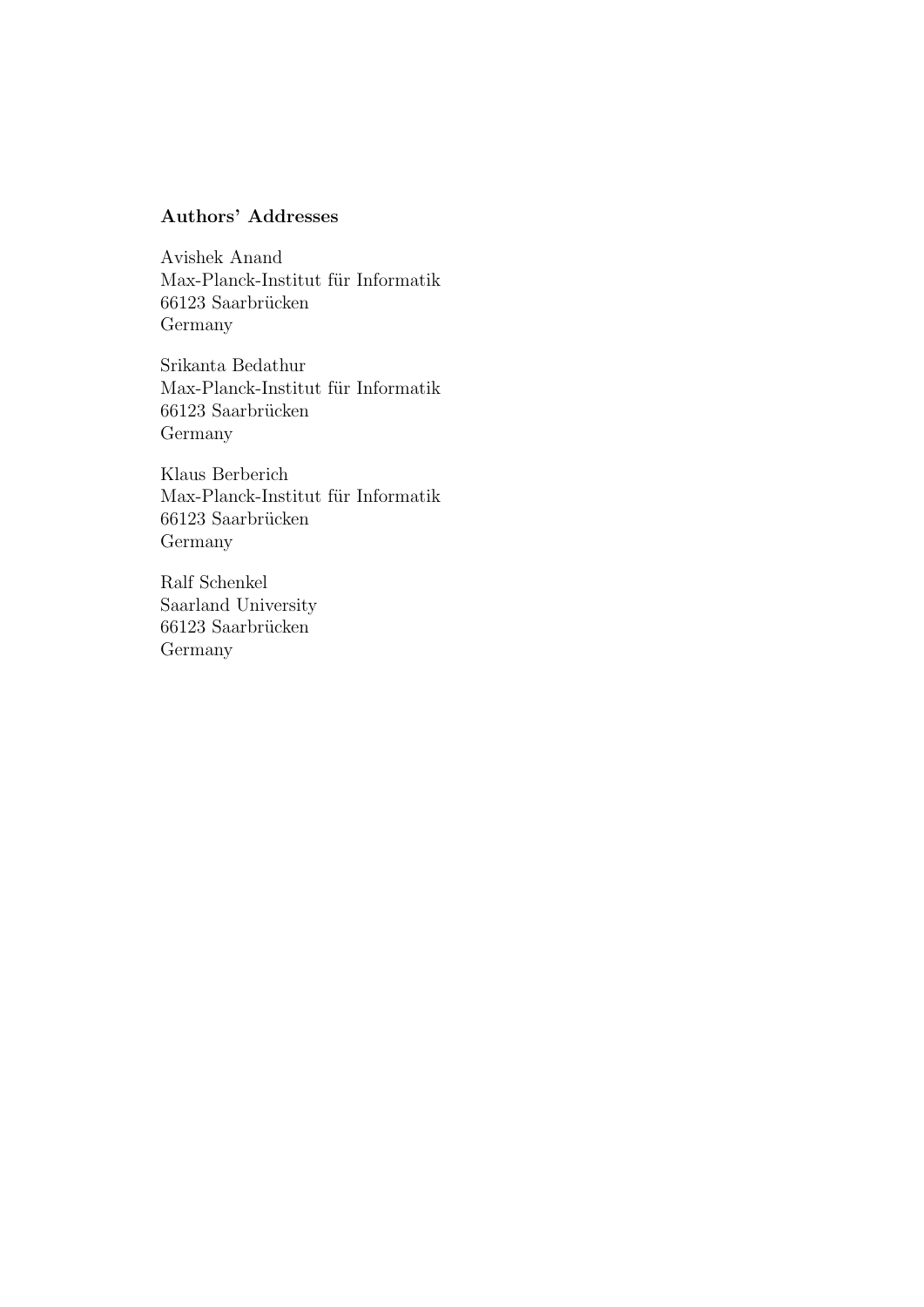**Authors' Addresses**

Avishek Anand
Max-Planck-Institut für Informatik
66123 Saarbrücken
Germany

Srikanta Bedathur
Max-Planck-Institut für Informatik
66123 Saarbrücken
Germany

Klaus Berberich
Max-Planck-Institut für Informatik
66123 Saarbrücken
Germany

Ralf Schenkel
Saarland University
66123 Saarbrücken
Germany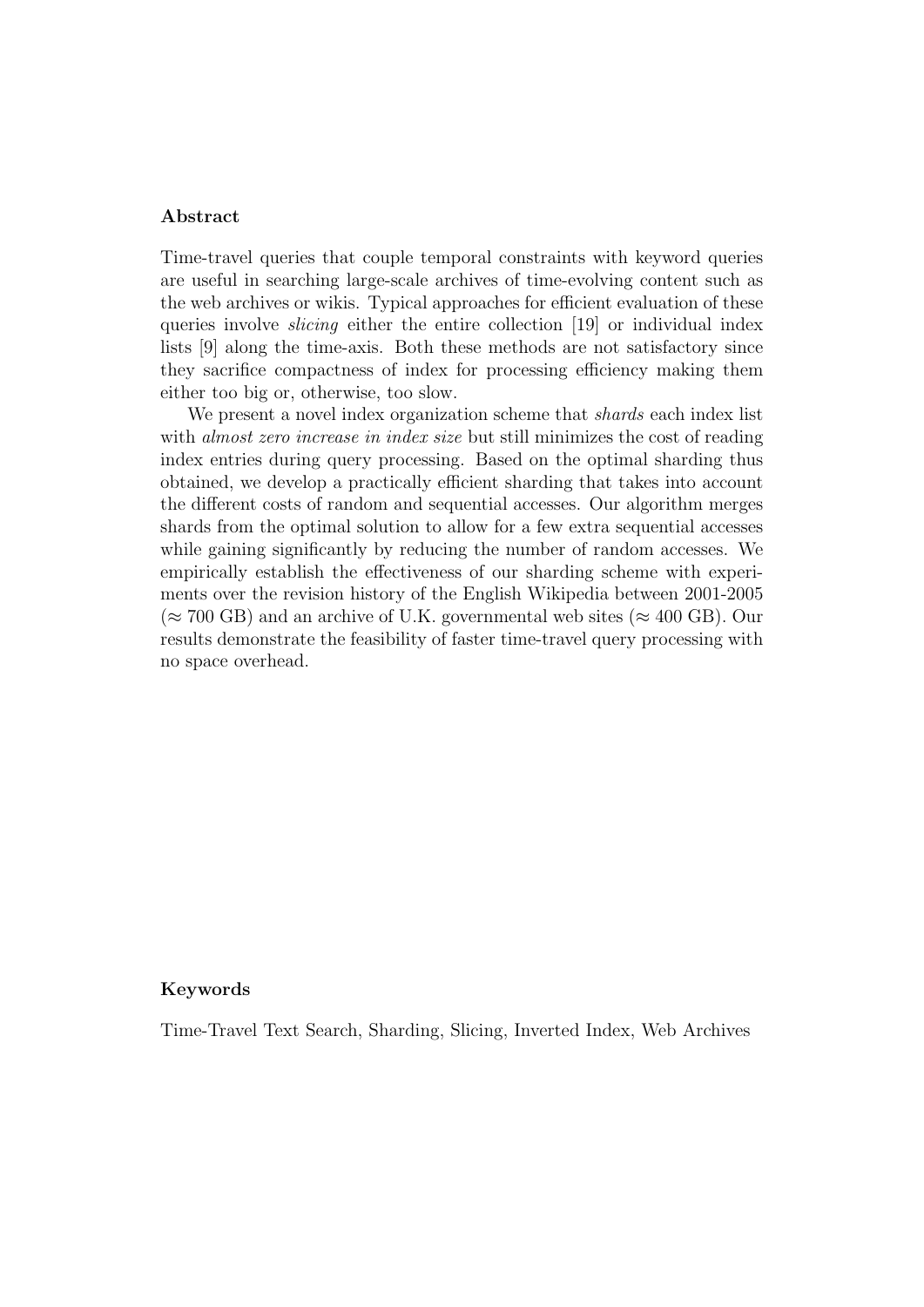## Abstract

Time-travel queries that couple temporal constraints with keyword queries are useful in searching large-scale archives of time-evolving content such as the web archives or wikis. Typical approaches for efficient evaluation of these queries involve *slicing* either the entire collection [19] or individual index lists [9] along the time-axis. Both these methods are not satisfactory since they sacrifice compactness of index for processing efficiency making them either too big or, otherwise, too slow.

We present a novel index organization scheme that *shards* each index list with *almost zero increase in index size* but still minimizes the cost of reading index entries during query processing. Based on the optimal sharding thus obtained, we develop a practically efficient sharding that takes into account the different costs of random and sequential accesses. Our algorithm merges shards from the optimal solution to allow for a few extra sequential accesses while gaining significantly by reducing the number of random accesses. We empirically establish the effectiveness of our sharding scheme with experiments over the revision history of the English Wikipedia between 2001-2005 ($\approx$ 700 GB) and an archive of U.K. governmental web sites ($\approx$ 400 GB). Our results demonstrate the feasibility of faster time-travel query processing with no space overhead.

## Keywords

Time-Travel Text Search, Sharding, Slicing, Inverted Index, Web Archives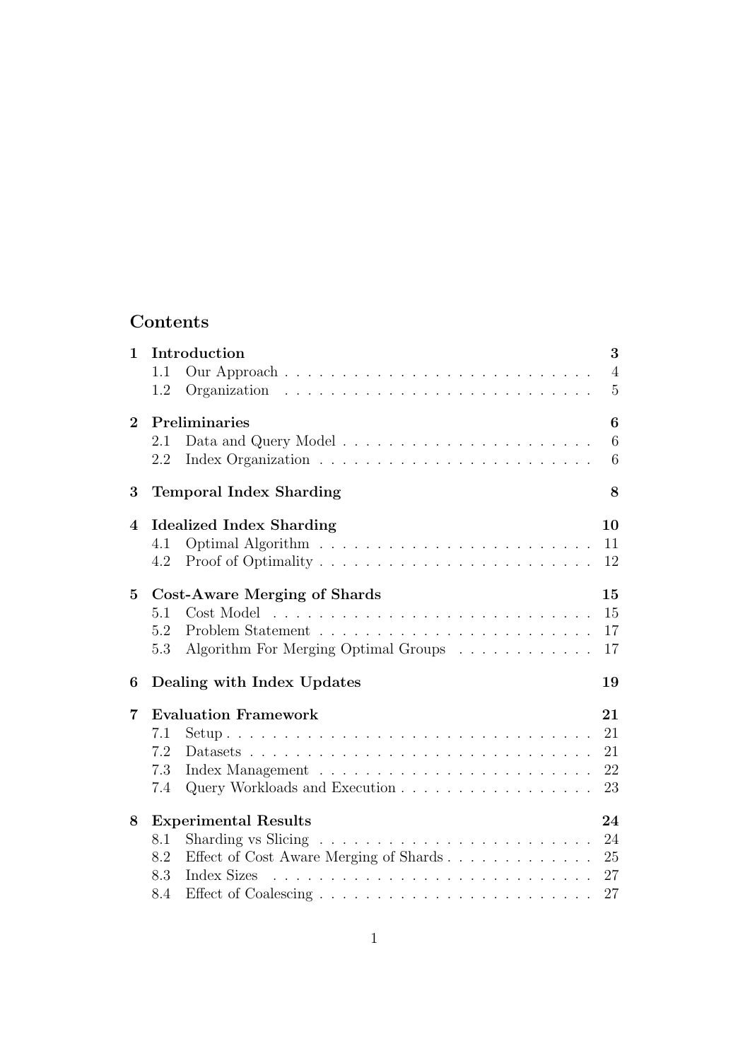# Contents

**1 Introduction** **3**
- 1.1 Our Approach . . . . . . . . . . . . . . . . . . . . . . . . . . . 4
- 1.2 Organization . . . . . . . . . . . . . . . . . . . . . . . . . . . 5

**2 Preliminaries** **6**
- 2.1 Data and Query Model . . . . . . . . . . . . . . . . . . . . . . 6
- 2.2 Index Organization . . . . . . . . . . . . . . . . . . . . . . . . 6

**3 Temporal Index Sharding** **8**

**4 Idealized Index Sharding** **10**
- 4.1 Optimal Algorithm . . . . . . . . . . . . . . . . . . . . . . . . 11
- 4.2 Proof of Optimality . . . . . . . . . . . . . . . . . . . . . . . . 12

**5 Cost-Aware Merging of Shards** **15**
- 5.1 Cost Model . . . . . . . . . . . . . . . . . . . . . . . . . . . . 15
- 5.2 Problem Statement . . . . . . . . . . . . . . . . . . . . . . . . 17
- 5.3 Algorithm For Merging Optimal Groups . . . . . . . . . . . . 17

**6 Dealing with Index Updates** **19**

**7 Evaluation Framework** **21**
- 7.1 Setup . . . . . . . . . . . . . . . . . . . . . . . . . . . . . . . . 21
- 7.2 Datasets . . . . . . . . . . . . . . . . . . . . . . . . . . . . . . 21
- 7.3 Index Management . . . . . . . . . . . . . . . . . . . . . . . . 22
- 7.4 Query Workloads and Execution . . . . . . . . . . . . . . . . . 23

**8 Experimental Results** **24**
- 8.1 Sharding vs Slicing . . . . . . . . . . . . . . . . . . . . . . . . 24
- 8.2 Effect of Cost Aware Merging of Shards . . . . . . . . . . . . . 25
- 8.3 Index Sizes . . . . . . . . . . . . . . . . . . . . . . . . . . . . 27
- 8.4 Effect of Coalescing . . . . . . . . . . . . . . . . . . . . . . . . 27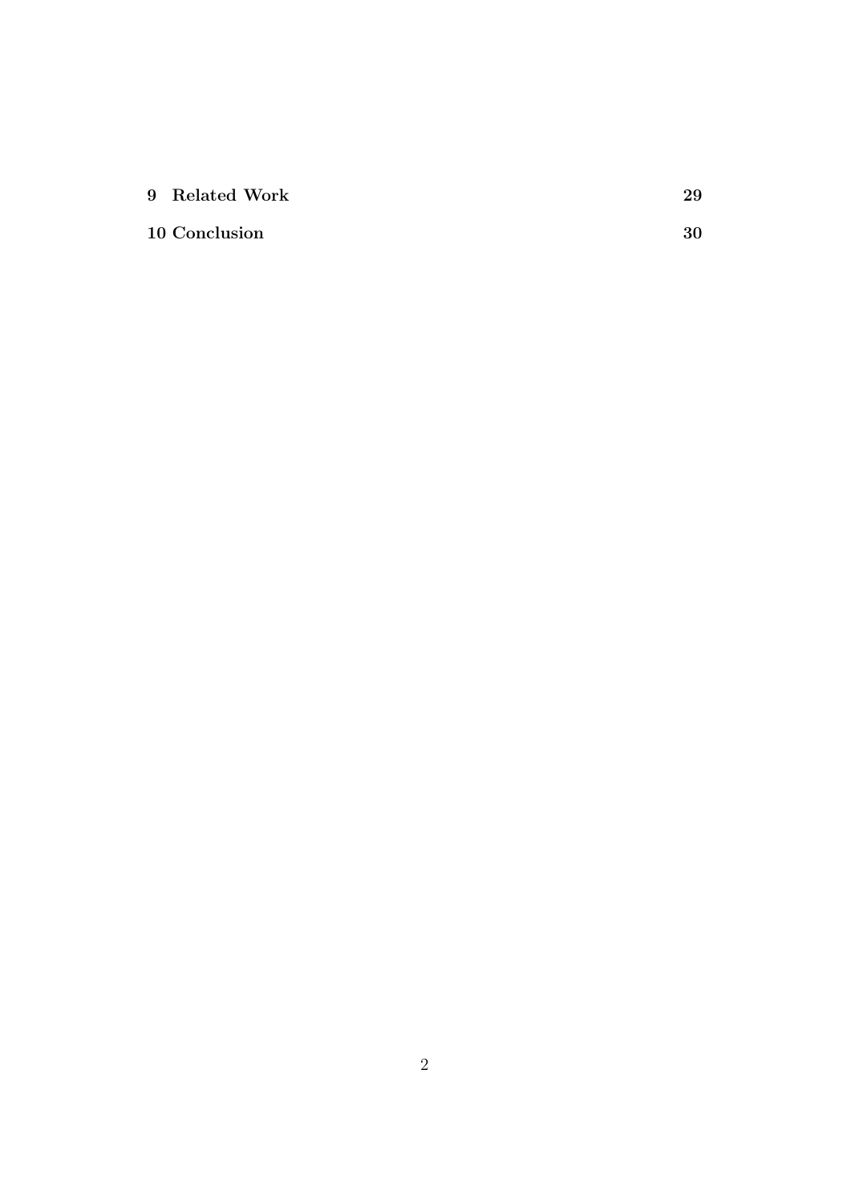**9 Related Work** **29**

**10 Conclusion** **30**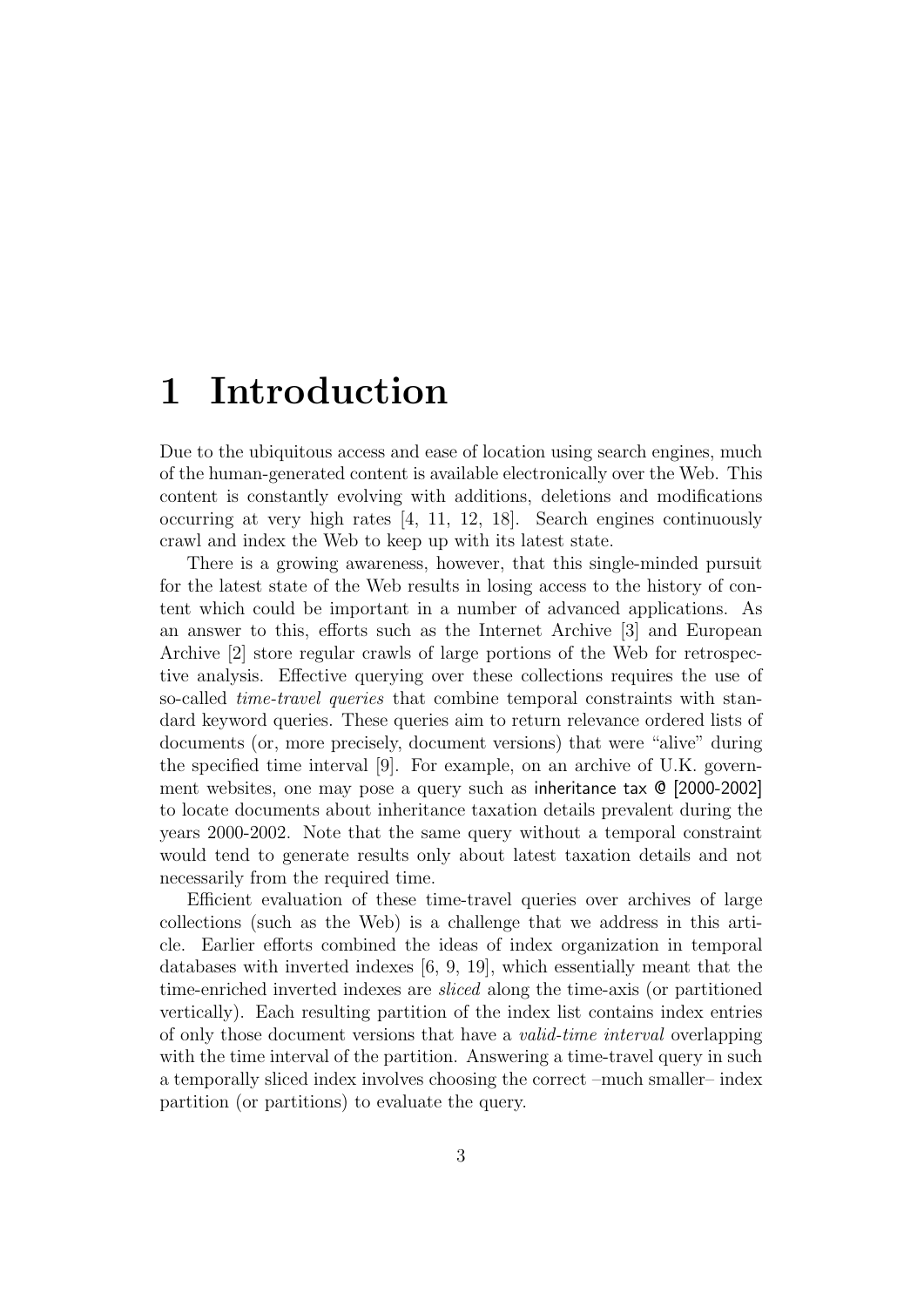# 1 Introduction

Due to the ubiquitous access and ease of location using search engines, much of the human-generated content is available electronically over the Web. This content is constantly evolving with additions, deletions and modifications occurring at very high rates [4, 11, 12, 18]. Search engines continuously crawl and index the Web to keep up with its latest state.

There is a growing awareness, however, that this single-minded pursuit for the latest state of the Web results in losing access to the history of content which could be important in a number of advanced applications. As an answer to this, efforts such as the Internet Archive [3] and European Archive [2] store regular crawls of large portions of the Web for retrospective analysis. Effective querying over these collections requires the use of so-called *time-travel queries* that combine temporal constraints with standard keyword queries. These queries aim to return relevance ordered lists of documents (or, more precisely, document versions) that were "alive" during the specified time interval [9]. For example, on an archive of U.K. government websites, one may pose a query such as inheritance tax @ [2000-2002] to locate documents about inheritance taxation details prevalent during the years 2000-2002. Note that the same query without a temporal constraint would tend to generate results only about latest taxation details and not necessarily from the required time.

Efficient evaluation of these time-travel queries over archives of large collections (such as the Web) is a challenge that we address in this article. Earlier efforts combined the ideas of index organization in temporal databases with inverted indexes [6, 9, 19], which essentially meant that the time-enriched inverted indexes are *sliced* along the time-axis (or partitioned vertically). Each resulting partition of the index list contains index entries of only those document versions that have a *valid-time interval* overlapping with the time interval of the partition. Answering a time-travel query in such a temporally sliced index involves choosing the correct –much smaller– index partition (or partitions) to evaluate the query.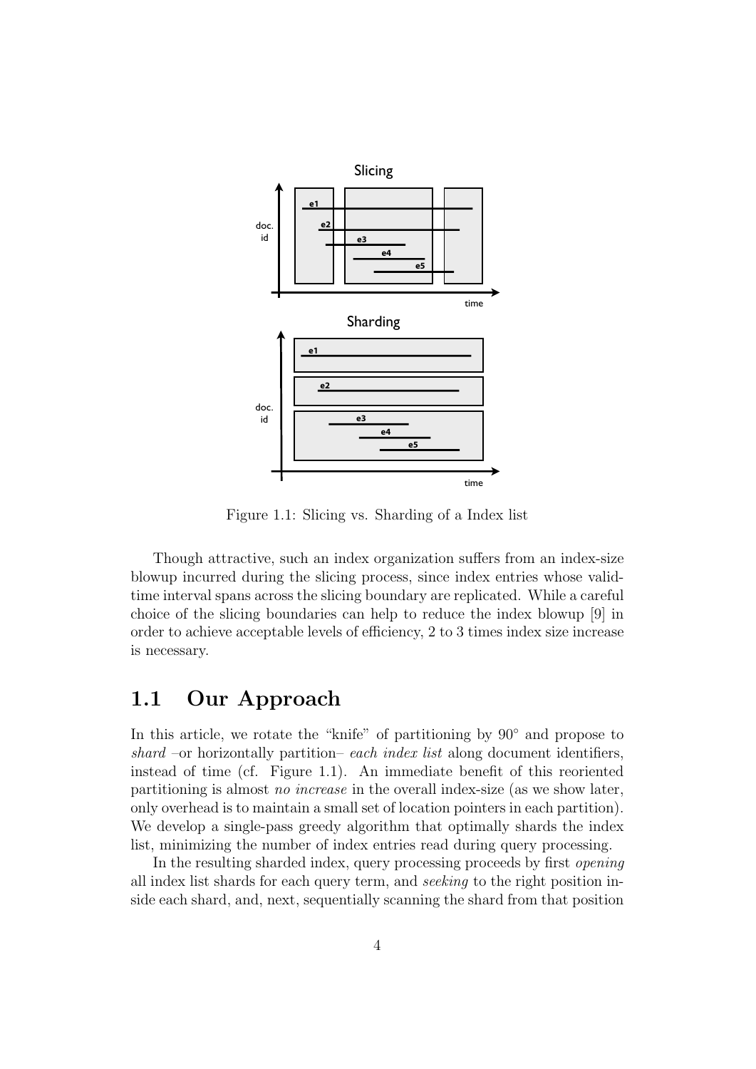Figure 1.1: Slicing vs. Sharding of a Index list

Though attractive, such an index organization suffers from an index-size blowup incurred during the slicing process, since index entries whose valid-time interval spans across the slicing boundary are replicated. While a careful choice of the slicing boundaries can help to reduce the index blowup [9] in order to achieve acceptable levels of efficiency, 2 to 3 times index size increase is necessary.

## 1.1 Our Approach

In this article, we rotate the "knife" of partitioning by 90° and propose to *shard* –or horizontally partition– *each index list* along document identifiers, instead of time (cf. Figure 1.1). An immediate benefit of this reoriented partitioning is almost *no increase* in the overall index-size (as we show later, only overhead is to maintain a small set of location pointers in each partition). We develop a single-pass greedy algorithm that optimally shards the index list, minimizing the number of index entries read during query processing.

In the resulting sharded index, query processing proceeds by first *opening* all index list shards for each query term, and *seeking* to the right position inside each shard, and, next, sequentially scanning the shard from that position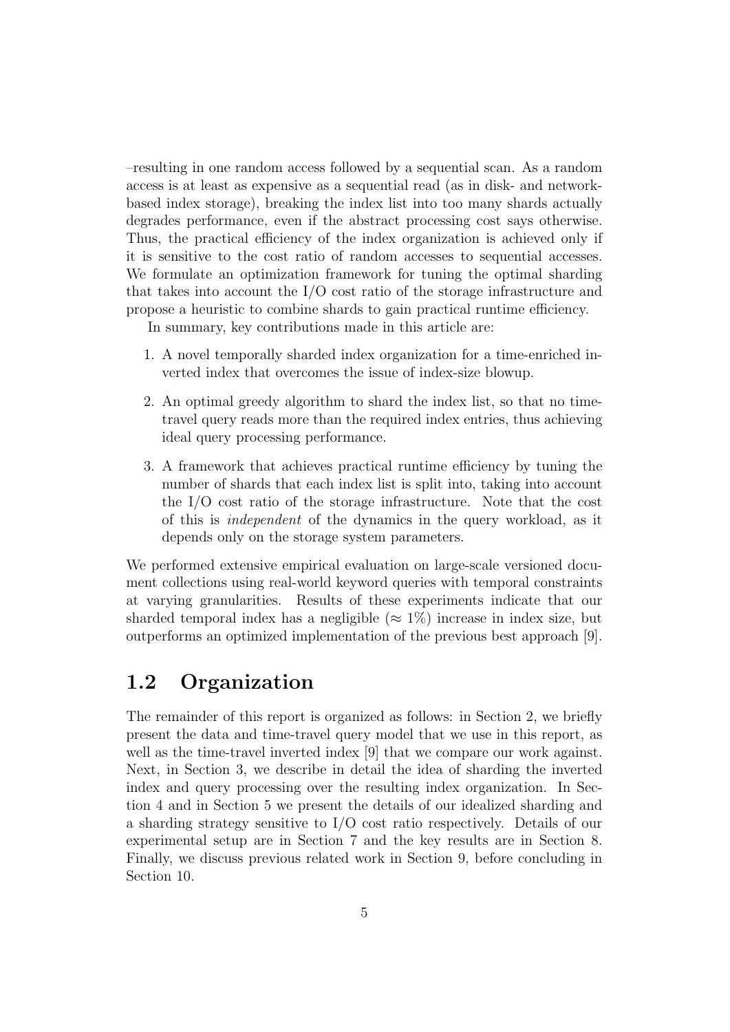–resulting in one random access followed by a sequential scan. As a random access is at least as expensive as a sequential read (as in disk- and network-based index storage), breaking the index list into too many shards actually degrades performance, even if the abstract processing cost says otherwise. Thus, the practical efficiency of the index organization is achieved only if it is sensitive to the cost ratio of random accesses to sequential accesses. We formulate an optimization framework for tuning the optimal sharding that takes into account the I/O cost ratio of the storage infrastructure and propose a heuristic to combine shards to gain practical runtime efficiency.

In summary, key contributions made in this article are:

1. A novel temporally sharded index organization for a time-enriched inverted index that overcomes the issue of index-size blowup.
2. An optimal greedy algorithm to shard the index list, so that no time-travel query reads more than the required index entries, thus achieving ideal query processing performance.
3. A framework that achieves practical runtime efficiency by tuning the number of shards that each index list is split into, taking into account the I/O cost ratio of the storage infrastructure. Note that the cost of this is *independent* of the dynamics in the query workload, as it depends only on the storage system parameters.

We performed extensive empirical evaluation on large-scale versioned document collections using real-world keyword queries with temporal constraints at varying granularities. Results of these experiments indicate that our sharded temporal index has a negligible ($\approx 1\%$) increase in index size, but outperforms an optimized implementation of the previous best approach [9].

## 1.2 Organization

The remainder of this report is organized as follows: in Section 2, we briefly present the data and time-travel query model that we use in this report, as well as the time-travel inverted index [9] that we compare our work against. Next, in Section 3, we describe in detail the idea of sharding the inverted index and query processing over the resulting index organization. In Section 4 and in Section 5 we present the details of our idealized sharding and a sharding strategy sensitive to I/O cost ratio respectively. Details of our experimental setup are in Section 7 and the key results are in Section 8. Finally, we discuss previous related work in Section 9, before concluding in Section 10.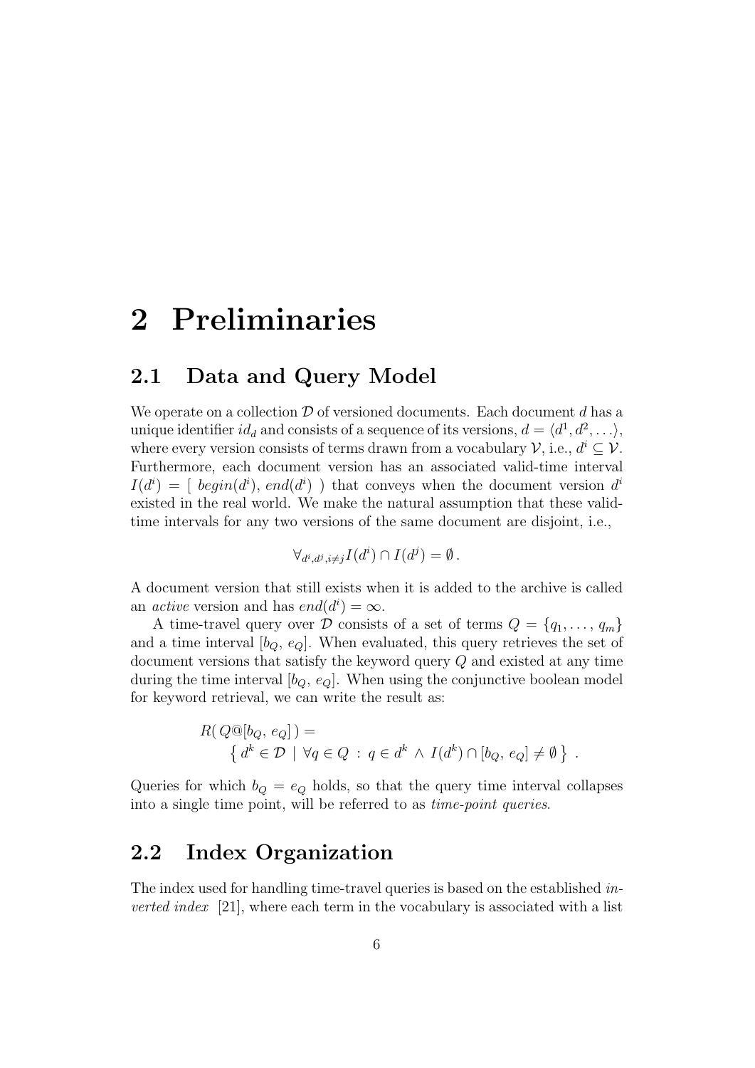# 2 Preliminaries

## 2.1 Data and Query Model

We operate on a collection $\mathcal{D}$ of versioned documents. Each document $d$ has a unique identifier $id_d$ and consists of a sequence of its versions, $d = \langle d^1, d^2, \ldots \rangle$, where every version consists of terms drawn from a vocabulary $\mathcal{V}$, i.e., $d^i \subseteq \mathcal{V}$. Furthermore, each document version has an associated valid-time interval $I(d^i) = [\ begin(d^i),\ end(d^i)\ )$ that conveys when the document version $d^i$ existed in the real world. We make the natural assumption that these valid-time intervals for any two versions of the same document are disjoint, i.e.,

$$\forall_{d^i, d^j, i \neq j} I(d^i) \cap I(d^j) = \emptyset\,.$$

A document version that still exists when it is added to the archive is called an *active* version and has $end(d^i) = \infty$.

A time-travel query over $\mathcal{D}$ consists of a set of terms $Q = \{q_1, \ldots, q_m\}$ and a time interval $[b_Q,\ e_Q]$. When evaluated, this query retrieves the set of document versions that satisfy the keyword query $Q$ and existed at any time during the time interval $[b_Q,\ e_Q]$. When using the conjunctive boolean model for keyword retrieval, we can write the result as:

$$R(\ Q@[b_Q,\ e_Q]\ ) = \\ \left\{\ d^k \in \mathcal{D}\ \mid\ \forall q \in Q\ :\ q \in d^k\ \wedge\ I(d^k) \cap [b_Q,\ e_Q] \neq \emptyset\ \right\}\ .$$

Queries for which $b_Q = e_Q$ holds, so that the query time interval collapses into a single time point, will be referred to as *time-point queries*.

## 2.2 Index Organization

The index used for handling time-travel queries is based on the established *inverted index* [21], where each term in the vocabulary is associated with a list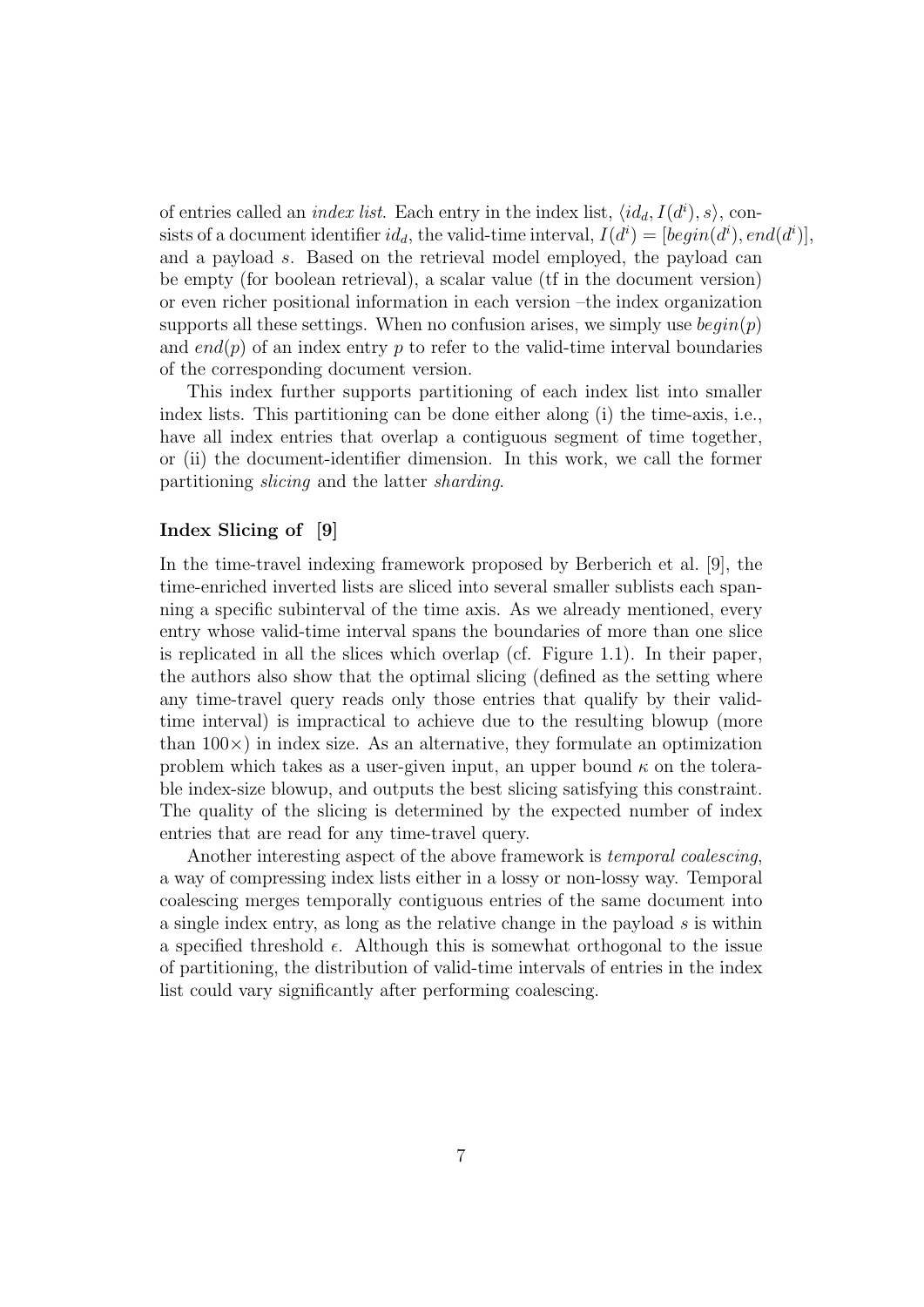of entries called an *index list*. Each entry in the index list, $\langle id_d, I(d^i), s\rangle$, consists of a document identifier $id_d$, the valid-time interval, $I(d^i) = [begin(d^i), end(d^i)]$, and a payload $s$. Based on the retrieval model employed, the payload can be empty (for boolean retrieval), a scalar value (tf in the document version) or even richer positional information in each version –the index organization supports all these settings. When no confusion arises, we simply use $begin(p)$ and $end(p)$ of an index entry $p$ to refer to the valid-time interval boundaries of the corresponding document version.

This index further supports partitioning of each index list into smaller index lists. This partitioning can be done either along (i) the time-axis, i.e., have all index entries that overlap a contiguous segment of time together, or (ii) the document-identifier dimension. In this work, we call the former partitioning *slicing* and the latter *sharding*.

### Index Slicing of [9]

In the time-travel indexing framework proposed by Berberich et al. [9], the time-enriched inverted lists are sliced into several smaller sublists each spanning a specific subinterval of the time axis. As we already mentioned, every entry whose valid-time interval spans the boundaries of more than one slice is replicated in all the slices which overlap (cf. Figure 1.1). In their paper, the authors also show that the optimal slicing (defined as the setting where any time-travel query reads only those entries that qualify by their valid-time interval) is impractical to achieve due to the resulting blowup (more than $100\times$) in index size. As an alternative, they formulate an optimization problem which takes as a user-given input, an upper bound $\kappa$ on the tolerable index-size blowup, and outputs the best slicing satisfying this constraint. The quality of the slicing is determined by the expected number of index entries that are read for any time-travel query.

Another interesting aspect of the above framework is *temporal coalescing*, a way of compressing index lists either in a lossy or non-lossy way. Temporal coalescing merges temporally contiguous entries of the same document into a single index entry, as long as the relative change in the payload $s$ is within a specified threshold $\epsilon$. Although this is somewhat orthogonal to the issue of partitioning, the distribution of valid-time intervals of entries in the index list could vary significantly after performing coalescing.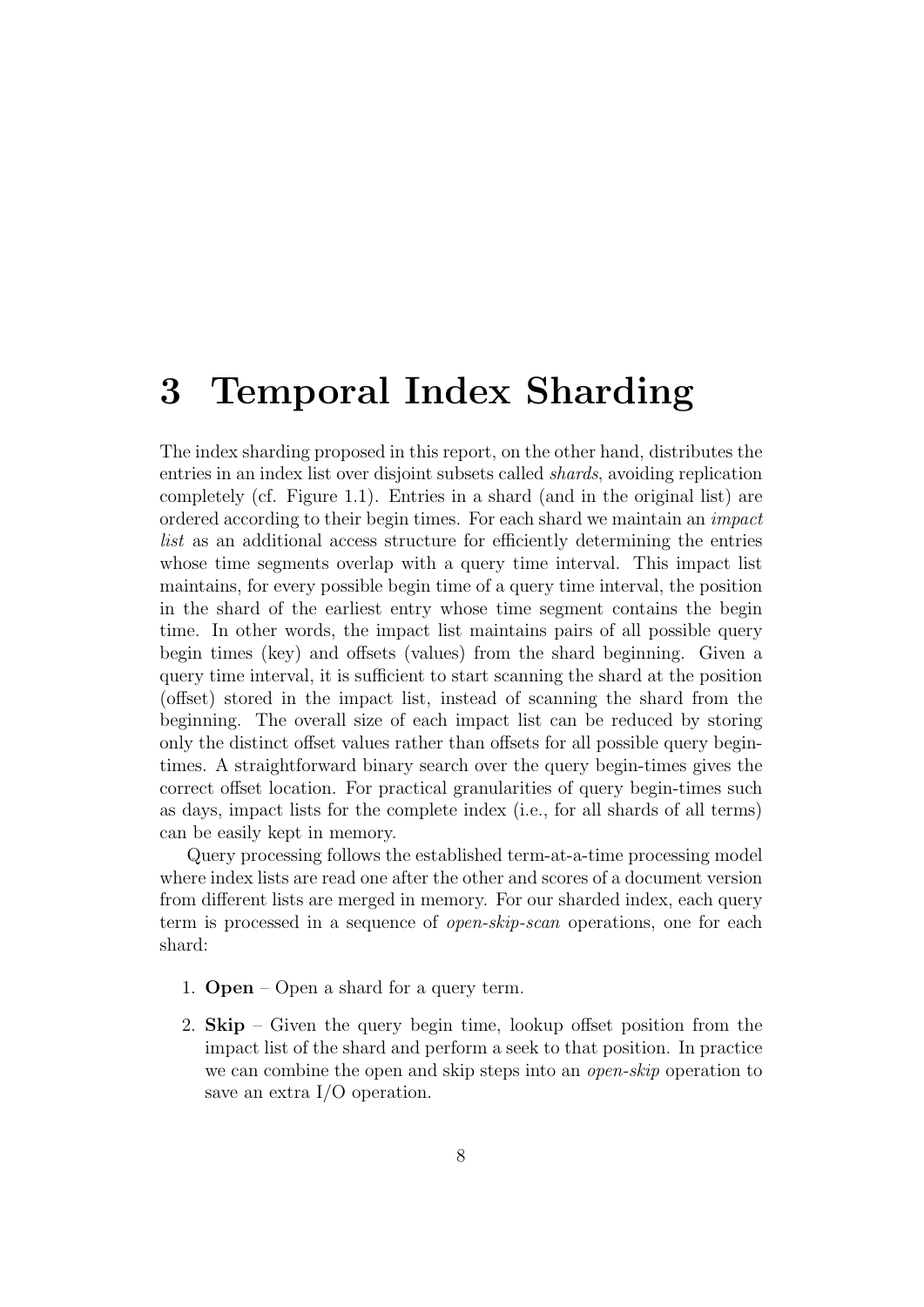# 3 Temporal Index Sharding

The index sharding proposed in this report, on the other hand, distributes the entries in an index list over disjoint subsets called *shards*, avoiding replication completely (cf. Figure 1.1). Entries in a shard (and in the original list) are ordered according to their begin times. For each shard we maintain an *impact list* as an additional access structure for efficiently determining the entries whose time segments overlap with a query time interval. This impact list maintains, for every possible begin time of a query time interval, the position in the shard of the earliest entry whose time segment contains the begin time. In other words, the impact list maintains pairs of all possible query begin times (key) and offsets (values) from the shard beginning. Given a query time interval, it is sufficient to start scanning the shard at the position (offset) stored in the impact list, instead of scanning the shard from the beginning. The overall size of each impact list can be reduced by storing only the distinct offset values rather than offsets for all possible query begin-times. A straightforward binary search over the query begin-times gives the correct offset location. For practical granularities of query begin-times such as days, impact lists for the complete index (i.e., for all shards of all terms) can be easily kept in memory.

Query processing follows the established term-at-a-time processing model where index lists are read one after the other and scores of a document version from different lists are merged in memory. For our sharded index, each query term is processed in a sequence of *open-skip-scan* operations, one for each shard:

1. **Open** – Open a shard for a query term.
2. **Skip** – Given the query begin time, lookup offset position from the impact list of the shard and perform a seek to that position. In practice we can combine the open and skip steps into an *open-skip* operation to save an extra I/O operation.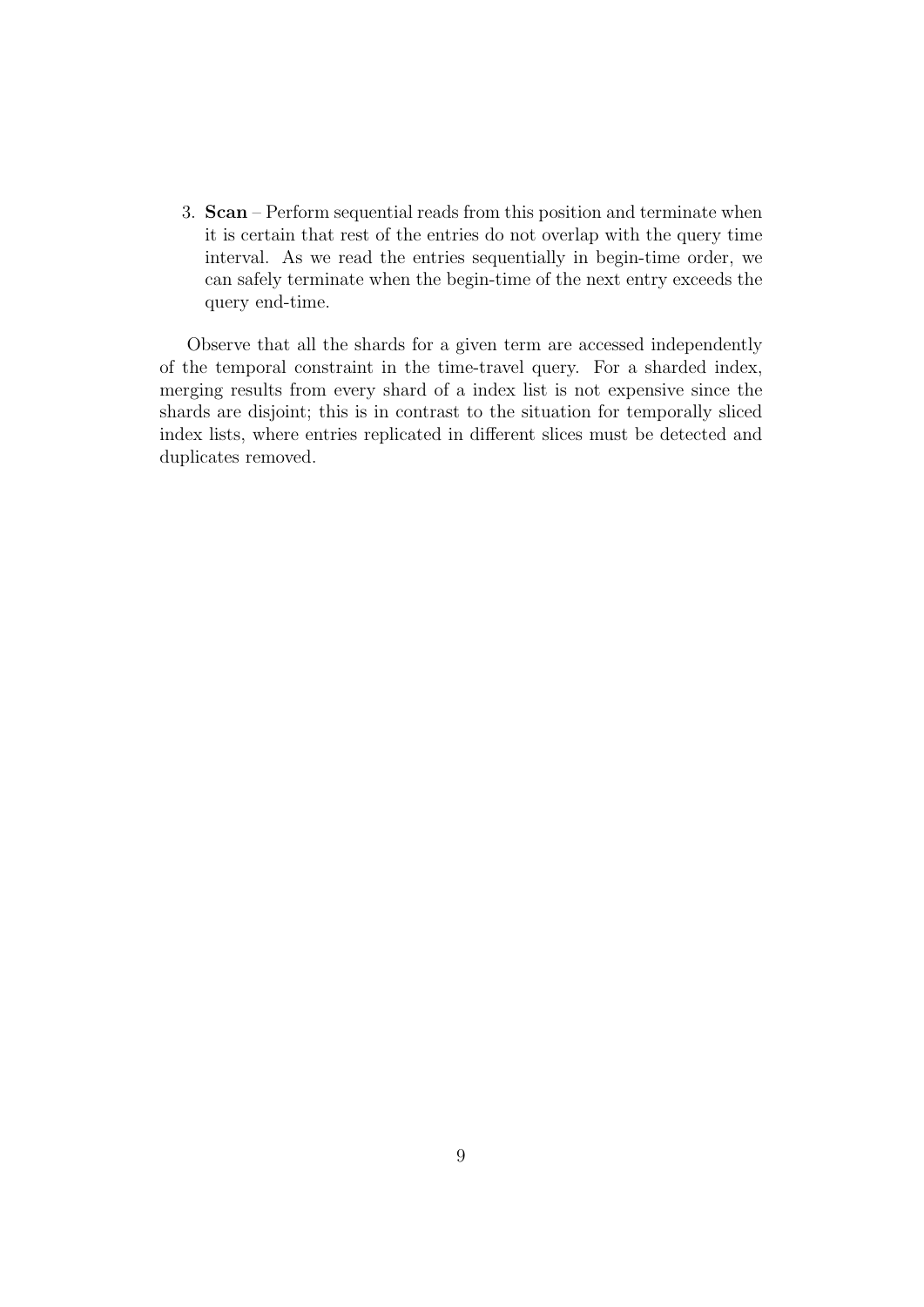3. **Scan** – Perform sequential reads from this position and terminate when it is certain that rest of the entries do not overlap with the query time interval. As we read the entries sequentially in begin-time order, we can safely terminate when the begin-time of the next entry exceeds the query end-time.

Observe that all the shards for a given term are accessed independently of the temporal constraint in the time-travel query. For a sharded index, merging results from every shard of a index list is not expensive since the shards are disjoint; this is in contrast to the situation for temporally sliced index lists, where entries replicated in different slices must be detected and duplicates removed.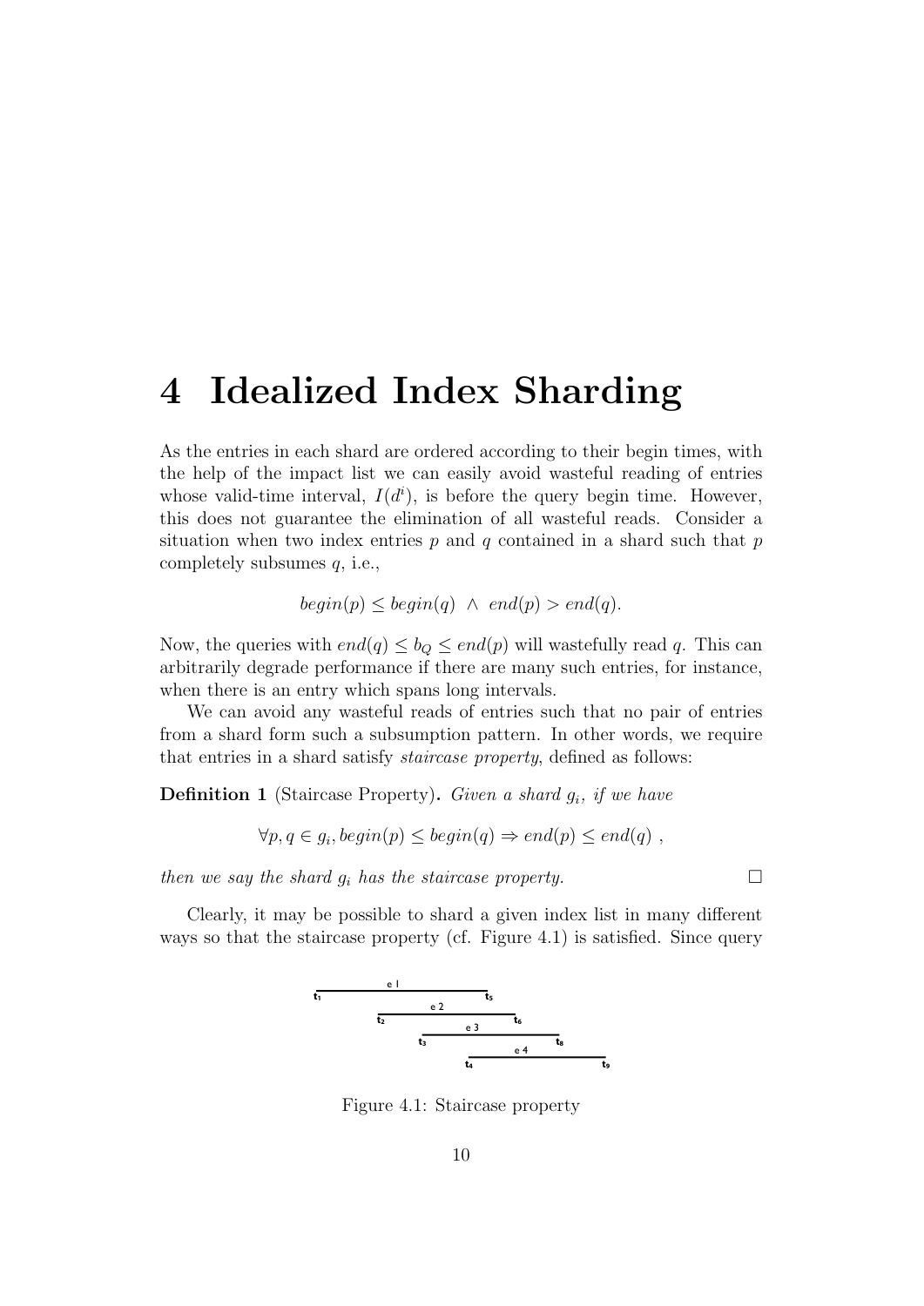# 4 Idealized Index Sharding

As the entries in each shard are ordered according to their begin times, with the help of the impact list we can easily avoid wasteful reading of entries whose valid-time interval, $I(d^i)$, is before the query begin time. However, this does not guarantee the elimination of all wasteful reads. Consider a situation when two index entries $p$ and $q$ contained in a shard such that $p$ completely subsumes $q$, i.e.,

$$begin(p) \leq begin(q) \;\wedge\; end(p) > end(q).$$

Now, the queries with $end(q) \leq b_Q \leq end(p)$ will wastefully read $q$. This can arbitrarily degrade performance if there are many such entries, for instance, when there is an entry which spans long intervals.

We can avoid any wasteful reads of entries such that no pair of entries from a shard form such a subsumption pattern. In other words, we require that entries in a shard satisfy *staircase property*, defined as follows:

**Definition 1** (Staircase Property)**.** *Given a shard $g_i$, if we have*

$$\forall p, q \in g_i, begin(p) \leq begin(q) \Rightarrow end(p) \leq end(q) \;,$$

*then we say the shard $g_i$ has the staircase property.* □

Clearly, it may be possible to shard a given index list in many different ways so that the staircase property (cf. Figure 4.1) is satisfied. Since query

Figure 4.1: Staircase property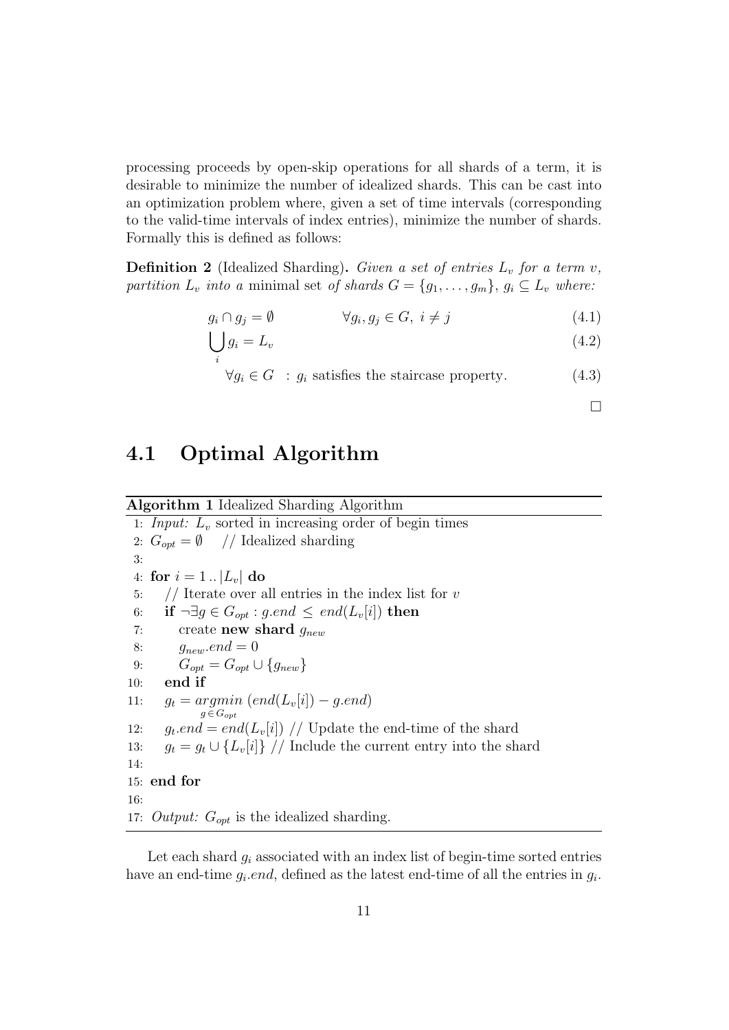processing proceeds by open-skip operations for all shards of a term, it is desirable to minimize the number of idealized shards. This can be cast into an optimization problem where, given a set of time intervals (corresponding to the valid-time intervals of index entries), minimize the number of shards. Formally this is defined as follows:

**Definition 2** (Idealized Sharding)**.** *Given a set of entries $L_v$ for a term $v$, partition $L_v$ into a* minimal set *of shards $G = \{g_1, \ldots, g_m\}$, $g_i \subseteq L_v$ where:*

$$g_i \cap g_j = \emptyset \qquad \forall g_i, g_j \in G,\ i \neq j \tag{4.1}$$

$$\bigcup_i g_i = L_v \tag{4.2}$$

$$\forall g_i \in G \ : g_i \text{ satisfies the staircase property.} \tag{4.3}$$

□

## 4.1 Optimal Algorithm

**Algorithm 1** Idealized Sharding Algorithm

```
1:  Input: L_v sorted in increasing order of begin times
2:  G_opt = ∅    // Idealized sharding
3:
4:  for i = 1..|L_v| do
5:      // Iterate over all entries in the index list for v
6:      if ¬∃g ∈ G_opt : g.end ≤ end(L_v[i]) then
7:          create new shard g_new
8:          g_new.end = 0
9:          G_opt = G_opt ∪ {g_new}
10:     end if
11:     g_t = argmin_{g ∈ G_opt} (end(L_v[i]) − g.end)
12:     g_t.end = end(L_v[i]) // Update the end-time of the shard
13:     g_t = g_t ∪ {L_v[i]} // Include the current entry into the shard
14:
15: end for
16:
17: Output: G_opt is the idealized sharding.
```

Let each shard $g_i$ associated with an index list of begin-time sorted entries have an end-time $g_i.end$, defined as the latest end-time of all the entries in $g_i$.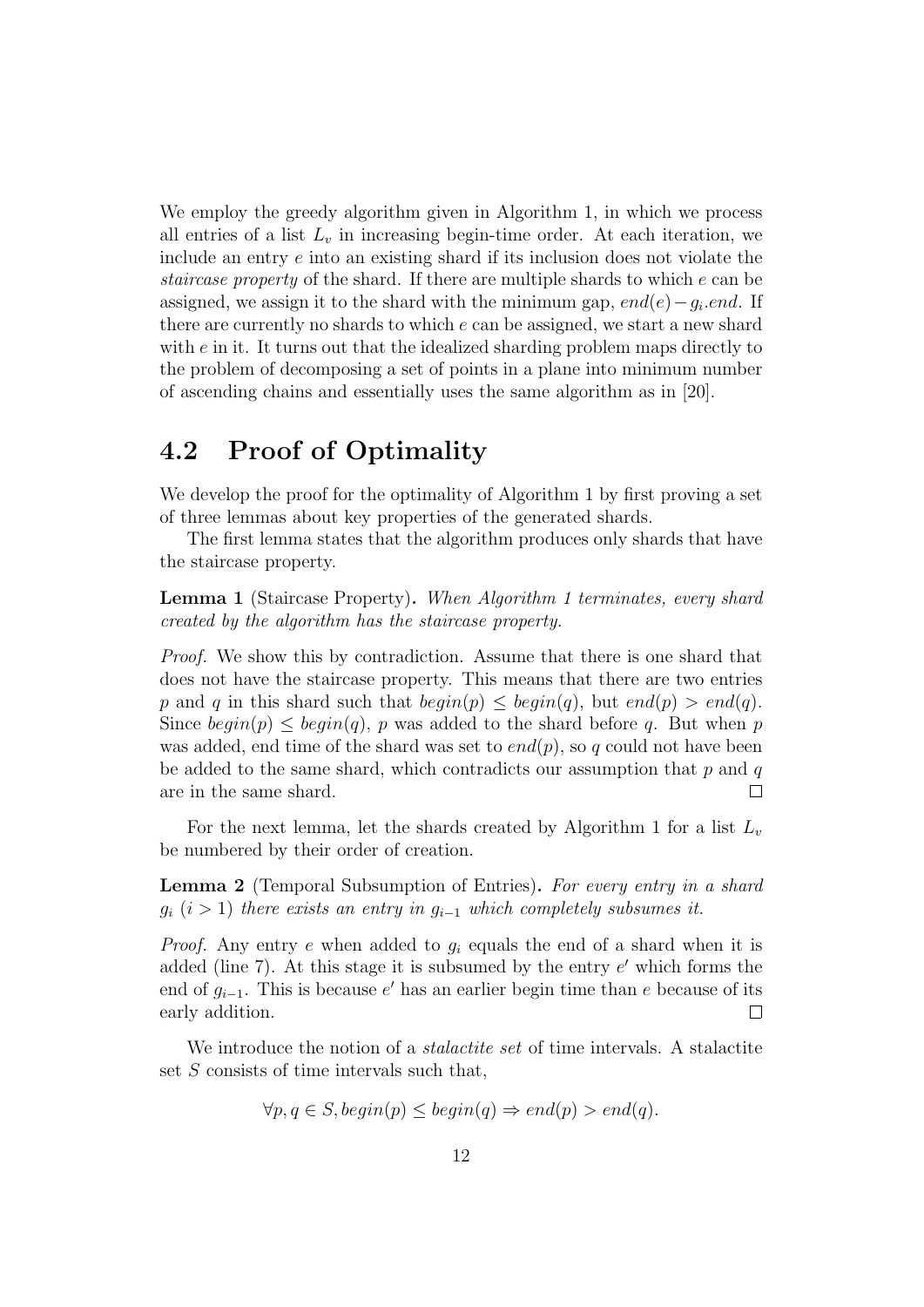We employ the greedy algorithm given in Algorithm 1, in which we process all entries of a list $L_v$ in increasing begin-time order. At each iteration, we include an entry $e$ into an existing shard if its inclusion does not violate the *staircase property* of the shard. If there are multiple shards to which $e$ can be assigned, we assign it to the shard with the minimum gap, $end(e) - g_i.end$. If there are currently no shards to which $e$ can be assigned, we start a new shard with $e$ in it. It turns out that the idealized sharding problem maps directly to the problem of decomposing a set of points in a plane into minimum number of ascending chains and essentially uses the same algorithm as in [20].

## 4.2 Proof of Optimality

We develop the proof for the optimality of Algorithm 1 by first proving a set of three lemmas about key properties of the generated shards.

The first lemma states that the algorithm produces only shards that have the staircase property.

**Lemma 1** (Staircase Property)**.** *When Algorithm 1 terminates, every shard created by the algorithm has the staircase property.*

*Proof.* We show this by contradiction. Assume that there is one shard that does not have the staircase property. This means that there are two entries $p$ and $q$ in this shard such that $begin(p) \leq begin(q)$, but $end(p) > end(q)$. Since $begin(p) \leq begin(q)$, $p$ was added to the shard before $q$. But when $p$ was added, end time of the shard was set to $end(p)$, so $q$ could not have been be added to the same shard, which contradicts our assumption that $p$ and $q$ are in the same shard. □

For the next lemma, let the shards created by Algorithm 1 for a list $L_v$ be numbered by their order of creation.

**Lemma 2** (Temporal Subsumption of Entries)**.** *For every entry in a shard $g_i$ ($i > 1$) there exists an entry in $g_{i-1}$ which completely subsumes it.*

*Proof.* Any entry $e$ when added to $g_i$ equals the end of a shard when it is added (line 7). At this stage it is subsumed by the entry $e'$ which forms the end of $g_{i-1}$. This is because $e'$ has an earlier begin time than $e$ because of its early addition. □

We introduce the notion of a *stalactite set* of time intervals. A stalactite set $S$ consists of time intervals such that,

$$\forall p, q \in S, begin(p) \leq begin(q) \Rightarrow end(p) > end(q).$$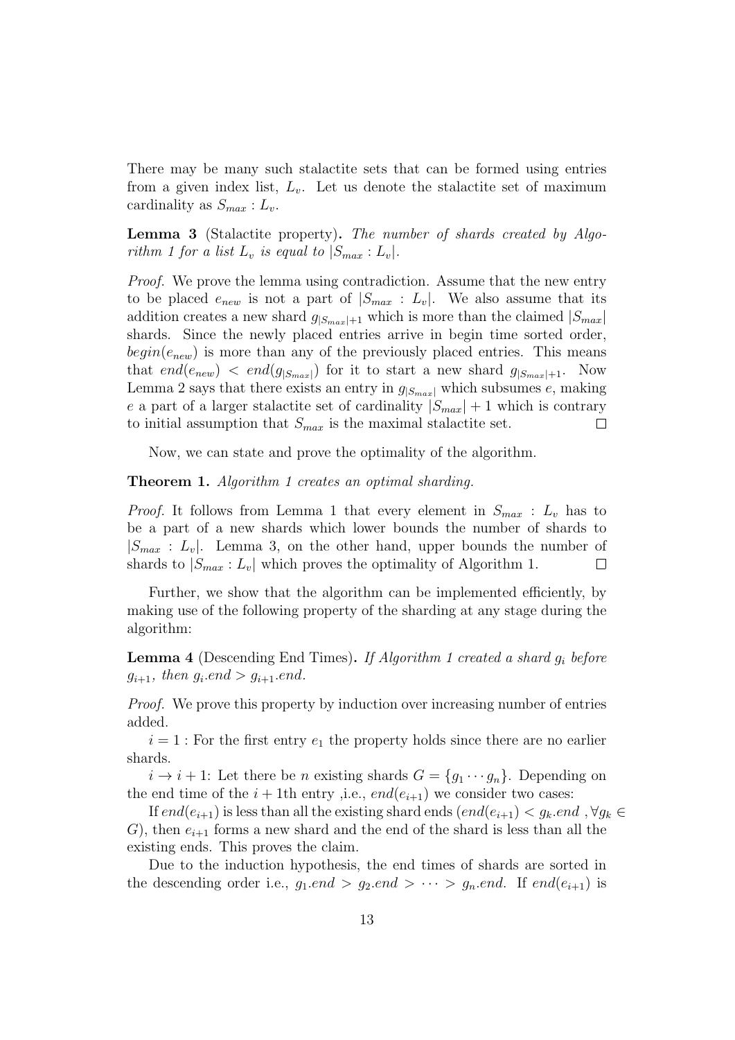There may be many such stalactite sets that can be formed using entries from a given index list, $L_v$. Let us denote the stalactite set of maximum cardinality as $S_{max} : L_v$.

**Lemma 3** (Stalactite property)**.** *The number of shards created by Algorithm 1 for a list $L_v$ is equal to $|S_{max} : L_v|$.*

*Proof.* We prove the lemma using contradiction. Assume that the new entry to be placed $e_{new}$ is not a part of $|S_{max} : L_v|$. We also assume that its addition creates a new shard $g_{|S_{max}|+1}$ which is more than the claimed $|S_{max}|$ shards. Since the newly placed entries arrive in begin time sorted order, $begin(e_{new})$ is more than any of the previously placed entries. This means that $end(e_{new}) < end(g_{|S_{max}|})$ for it to start a new shard $g_{|S_{max}|+1}$. Now Lemma 2 says that there exists an entry in $g_{|S_{max}|}$ which subsumes $e$, making $e$ a part of a larger stalactite set of cardinality $|S_{max}| + 1$ which is contrary to initial assumption that $S_{max}$ is the maximal stalactite set. □

Now, we can state and prove the optimality of the algorithm.

**Theorem 1.** *Algorithm 1 creates an optimal sharding.*

*Proof.* It follows from Lemma 1 that every element in $S_{max} : L_v$ has to be a part of a new shards which lower bounds the number of shards to $|S_{max} : L_v|$. Lemma 3, on the other hand, upper bounds the number of shards to $|S_{max} : L_v|$ which proves the optimality of Algorithm 1. □

Further, we show that the algorithm can be implemented efficiently, by making use of the following property of the sharding at any stage during the algorithm:

**Lemma 4** (Descending End Times)**.** *If Algorithm 1 created a shard $g_i$ before $g_{i+1}$, then $g_i.end > g_{i+1}.end$.*

*Proof.* We prove this property by induction over increasing number of entries added.

$i = 1$ : For the first entry $e_1$ the property holds since there are no earlier shards.

$i \rightarrow i + 1$: Let there be $n$ existing shards $G = \{g_1 \cdots g_n\}$. Depending on the end time of the $i + 1$th entry ,i.e., $end(e_{i+1})$ we consider two cases:

If $end(e_{i+1})$ is less than all the existing shard ends ($end(e_{i+1}) < g_k.end$ $,\forall g_k \in G$), then $e_{i+1}$ forms a new shard and the end of the shard is less than all the existing ends. This proves the claim.

Due to the induction hypothesis, the end times of shards are sorted in the descending order i.e., $g_1.end > g_2.end > \cdots > g_n.end$. If $end(e_{i+1})$ is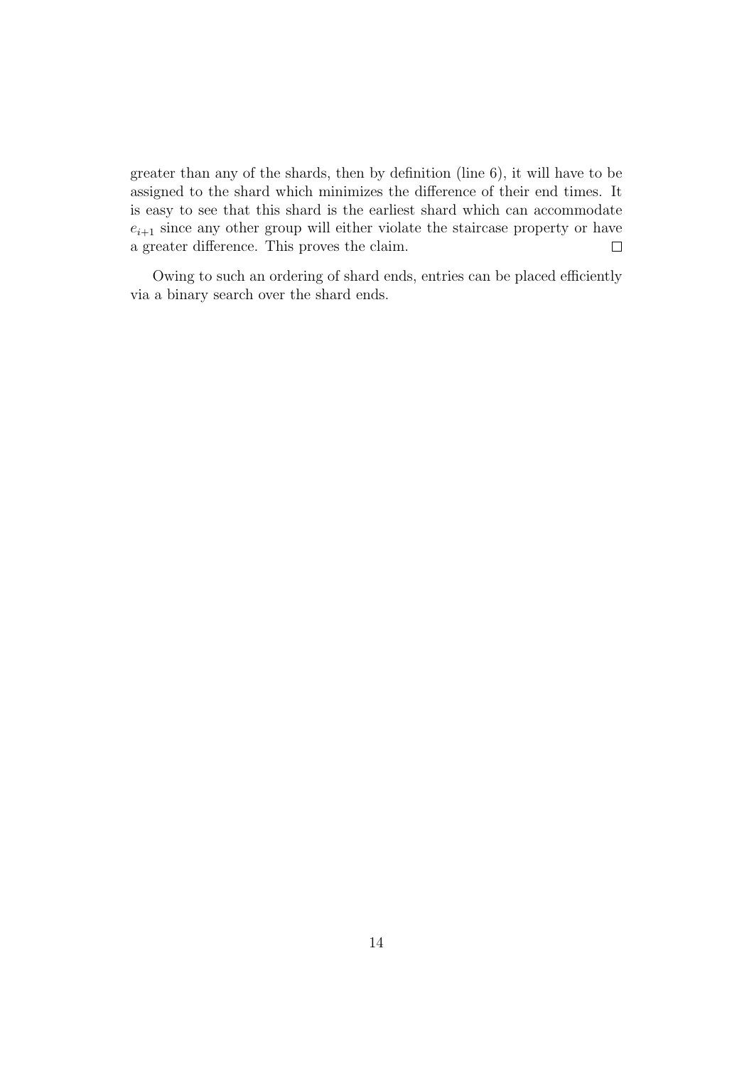greater than any of the shards, then by definition (line 6), it will have to be assigned to the shard which minimizes the difference of their end times. It is easy to see that this shard is the earliest shard which can accommodate $e_{i+1}$ since any other group will either violate the staircase property or have a greater difference. This proves the claim. $\square$

Owing to such an ordering of shard ends, entries can be placed efficiently via a binary search over the shard ends.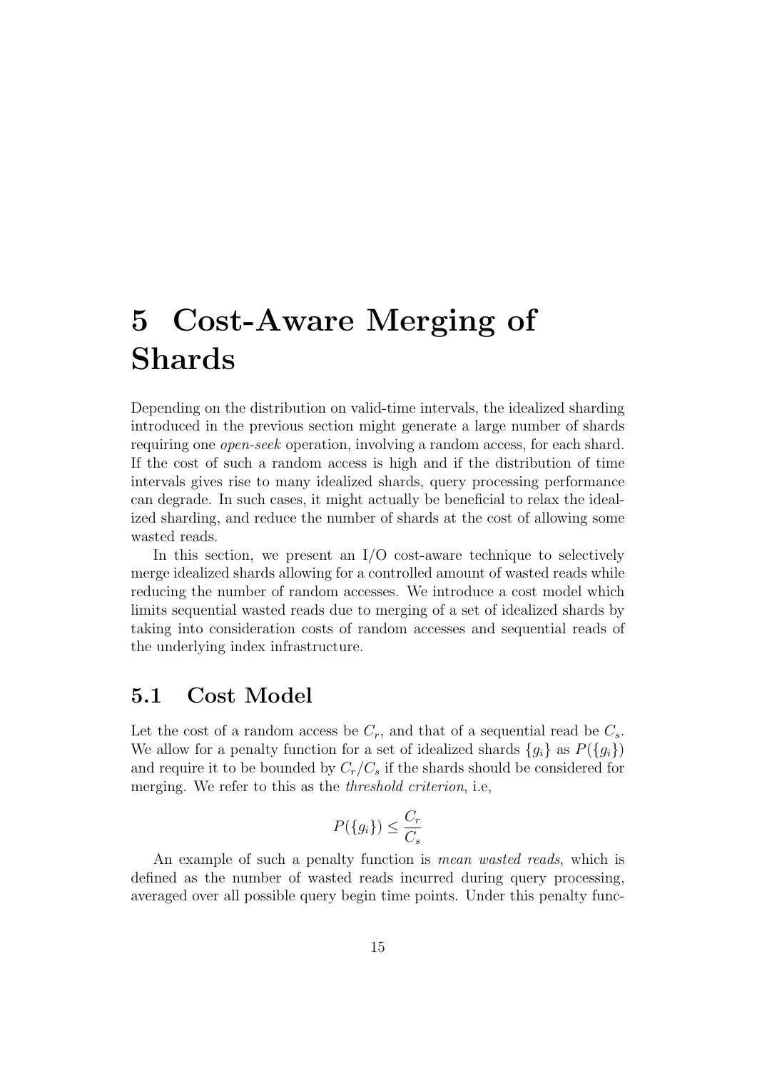# 5 Cost-Aware Merging of Shards

Depending on the distribution on valid-time intervals, the idealized sharding introduced in the previous section might generate a large number of shards requiring one *open-seek* operation, involving a random access, for each shard. If the cost of such a random access is high and if the distribution of time intervals gives rise to many idealized shards, query processing performance can degrade. In such cases, it might actually be beneficial to relax the idealized sharding, and reduce the number of shards at the cost of allowing some wasted reads.

In this section, we present an I/O cost-aware technique to selectively merge idealized shards allowing for a controlled amount of wasted reads while reducing the number of random accesses. We introduce a cost model which limits sequential wasted reads due to merging of a set of idealized shards by taking into consideration costs of random accesses and sequential reads of the underlying index infrastructure.

## 5.1 Cost Model

Let the cost of a random access be $C_r$, and that of a sequential read be $C_s$. We allow for a penalty function for a set of idealized shards $\{g_i\}$ as $P(\{g_i\})$ and require it to be bounded by $C_r/C_s$ if the shards should be considered for merging. We refer to this as the *threshold criterion*, i.e,

$$P(\{g_i\}) \leq \frac{C_r}{C_s}$$

An example of such a penalty function is *mean wasted reads*, which is defined as the number of wasted reads incurred during query processing, averaged over all possible query begin time points. Under this penalty func-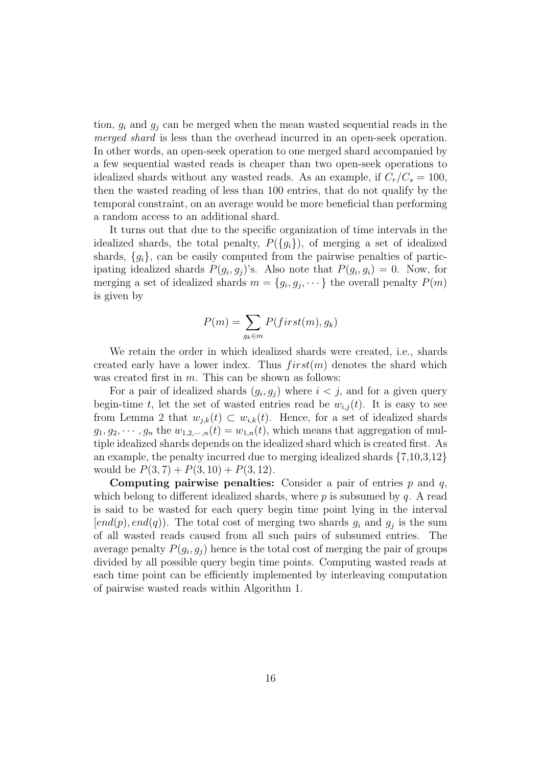tion, $g_i$ and $g_j$ can be merged when the mean wasted sequential reads in the *merged shard* is less than the overhead incurred in an open-seek operation. In other words, an open-seek operation to one merged shard accompanied by a few sequential wasted reads is cheaper than two open-seek operations to idealized shards without any wasted reads. As an example, if $C_r/C_s = 100$, then the wasted reading of less than 100 entries, that do not qualify by the temporal constraint, on an average would be more beneficial than performing a random access to an additional shard.

It turns out that due to the specific organization of time intervals in the idealized shards, the total penalty, $P(\{g_i\})$, of merging a set of idealized shards, $\{g_i\}$, can be easily computed from the pairwise penalties of participating idealized shards $P(g_i, g_j)$'s. Also note that $P(g_i, g_i) = 0$. Now, for merging a set of idealized shards $m = \{g_i, g_j, \cdots\}$ the overall penalty $P(m)$ is given by

$$P(m) = \sum_{g_k \in m} P(first(m), g_k)$$

We retain the order in which idealized shards were created, i.e., shards created early have a lower index. Thus $first(m)$ denotes the shard which was created first in $m$. This can be shown as follows:

For a pair of idealized shards $(g_i, g_j)$ where $i < j$, and for a given query begin-time $t$, let the set of wasted entries read be $w_{i,j}(t)$. It is easy to see from Lemma 2 that $w_{j,k}(t) \subset w_{i,k}(t)$. Hence, for a set of idealized shards $g_1, g_2, \cdots, g_n$ the $w_{1,2,\cdots,n}(t) = w_{1,n}(t)$, which means that aggregation of multiple idealized shards depends on the idealized shard which is created first. As an example, the penalty incurred due to merging idealized shards {7,10,3,12} would be $P(3, 7) + P(3, 10) + P(3, 12)$.

**Computing pairwise penalties:** Consider a pair of entries $p$ and $q$, which belong to different idealized shards, where $p$ is subsumed by $q$. A read is said to be wasted for each query begin time point lying in the interval $[end(p), end(q))$. The total cost of merging two shards $g_i$ and $g_j$ is the sum of all wasted reads caused from all such pairs of subsumed entries. The average penalty $P(g_i, g_j)$ hence is the total cost of merging the pair of groups divided by all possible query begin time points. Computing wasted reads at each time point can be efficiently implemented by interleaving computation of pairwise wasted reads within Algorithm 1.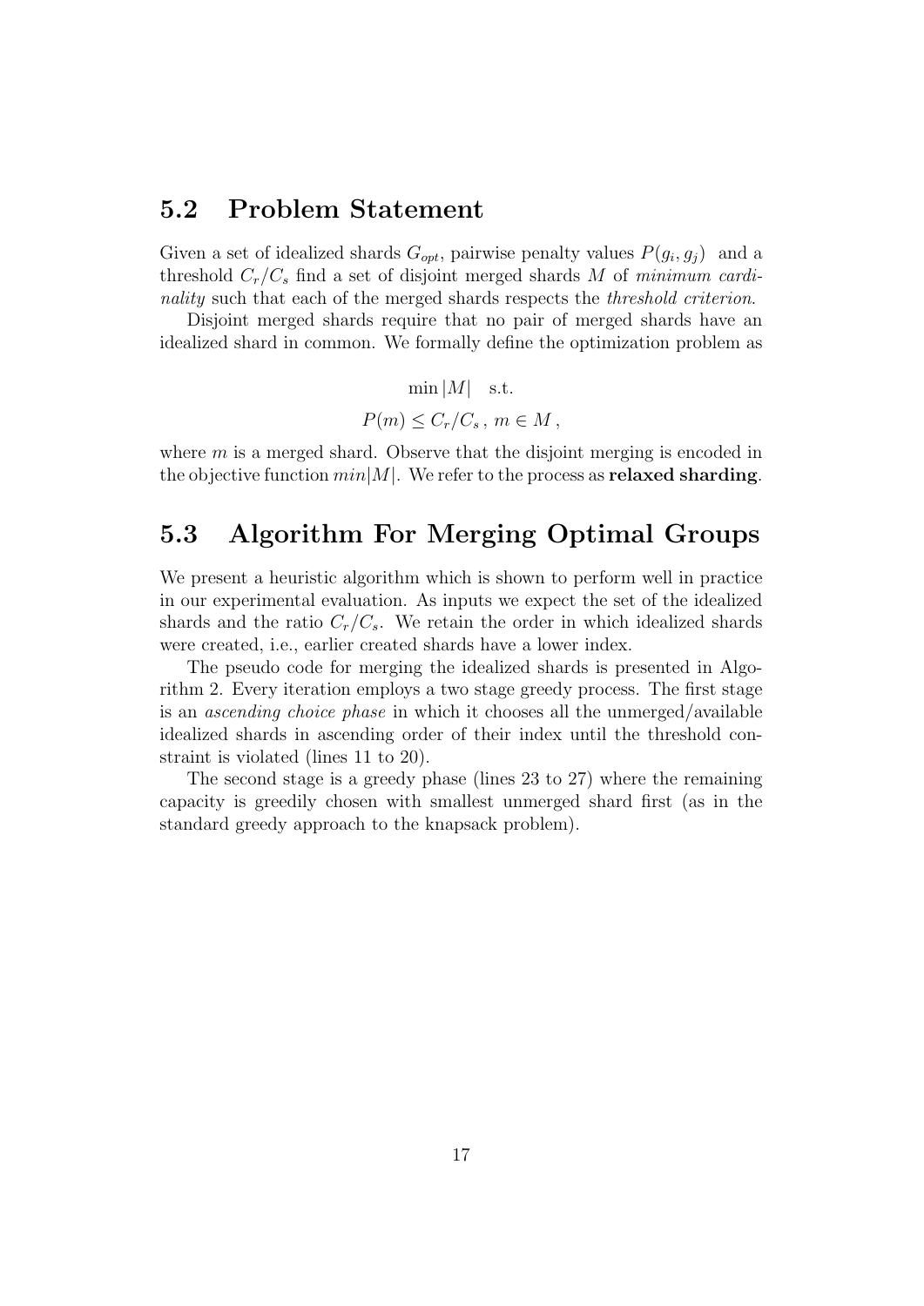## 5.2 Problem Statement

Given a set of idealized shards $G_{opt}$, pairwise penalty values $P(g_i, g_j)$ and a threshold $C_r/C_s$ find a set of disjoint merged shards $M$ of *minimum cardinality* such that each of the merged shards respects the *threshold criterion*.

Disjoint merged shards require that no pair of merged shards have an idealized shard in common. We formally define the optimization problem as

$$\min |M| \quad \text{s.t.}$$
$$P(m) \leq C_r/C_s \,,\ m \in M \,,$$

where $m$ is a merged shard. Observe that the disjoint merging is encoded in the objective function $min|M|$. We refer to the process as **relaxed sharding**.

## 5.3 Algorithm For Merging Optimal Groups

We present a heuristic algorithm which is shown to perform well in practice in our experimental evaluation. As inputs we expect the set of the idealized shards and the ratio $C_r/C_s$. We retain the order in which idealized shards were created, i.e., earlier created shards have a lower index.

The pseudo code for merging the idealized shards is presented in Algorithm 2. Every iteration employs a two stage greedy process. The first stage is an *ascending choice phase* in which it chooses all the unmerged/available idealized shards in ascending order of their index until the threshold constraint is violated (lines 11 to 20).

The second stage is a greedy phase (lines 23 to 27) where the remaining capacity is greedily chosen with smallest unmerged shard first (as in the standard greedy approach to the knapsack problem).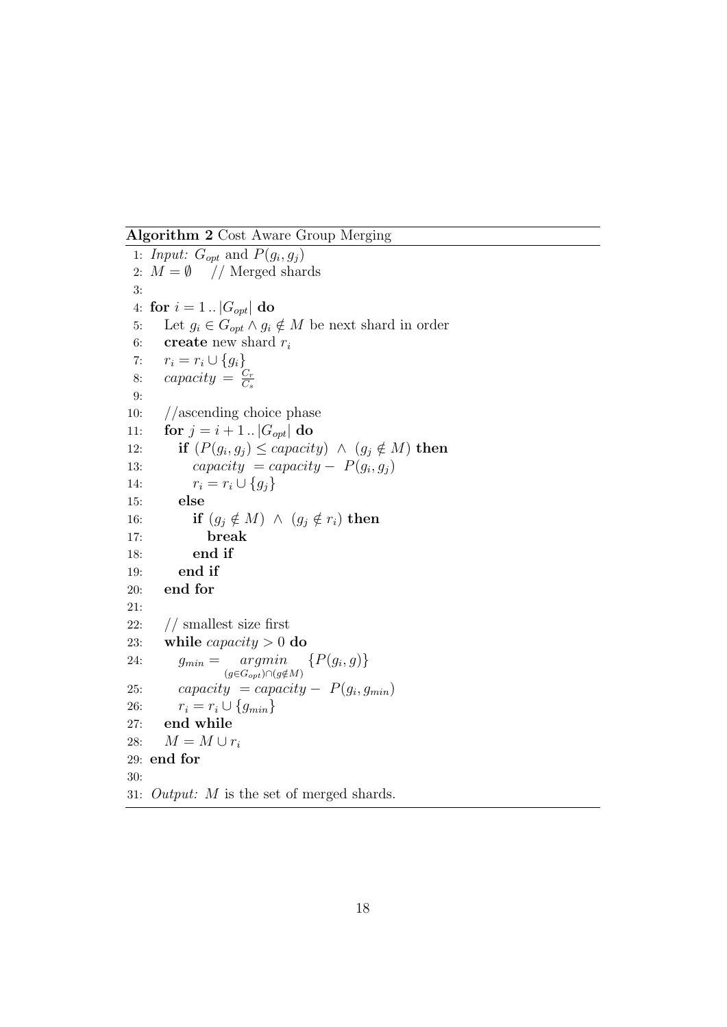**Algorithm 2** Cost Aware Group Merging

```
1: Input: G_opt and P(g_i, g_j)
2: M = ∅    // Merged shards
3:
4: for i = 1 .. |G_opt| do
5:    Let g_i ∈ G_opt ∧ g_i ∉ M be next shard in order
6:    create new shard r_i
7:    r_i = r_i ∪ {g_i}
8:    capacity = C_r / C_s
9:
10:   //ascending choice phase
11:   for j = i + 1 .. |G_opt| do
12:      if (P(g_i, g_j) ≤ capacity) ∧ (g_j ∉ M) then
13:         capacity = capacity − P(g_i, g_j)
14:         r_i = r_i ∪ {g_j}
15:      else
16:         if (g_j ∉ M) ∧ (g_j ∉ r_i) then
17:            break
18:         end if
19:      end if
20:   end for
21:
22:   // smallest size first
23:   while capacity > 0 do
24:      g_min = argmin_{(g ∈ G_opt) ∩ (g ∉ M)} {P(g_i, g)}
25:      capacity = capacity − P(g_i, g_min)
26:      r_i = r_i ∪ {g_min}
27:   end while
28:   M = M ∪ r_i
29: end for
30:
31: Output: M is the set of merged shards.
```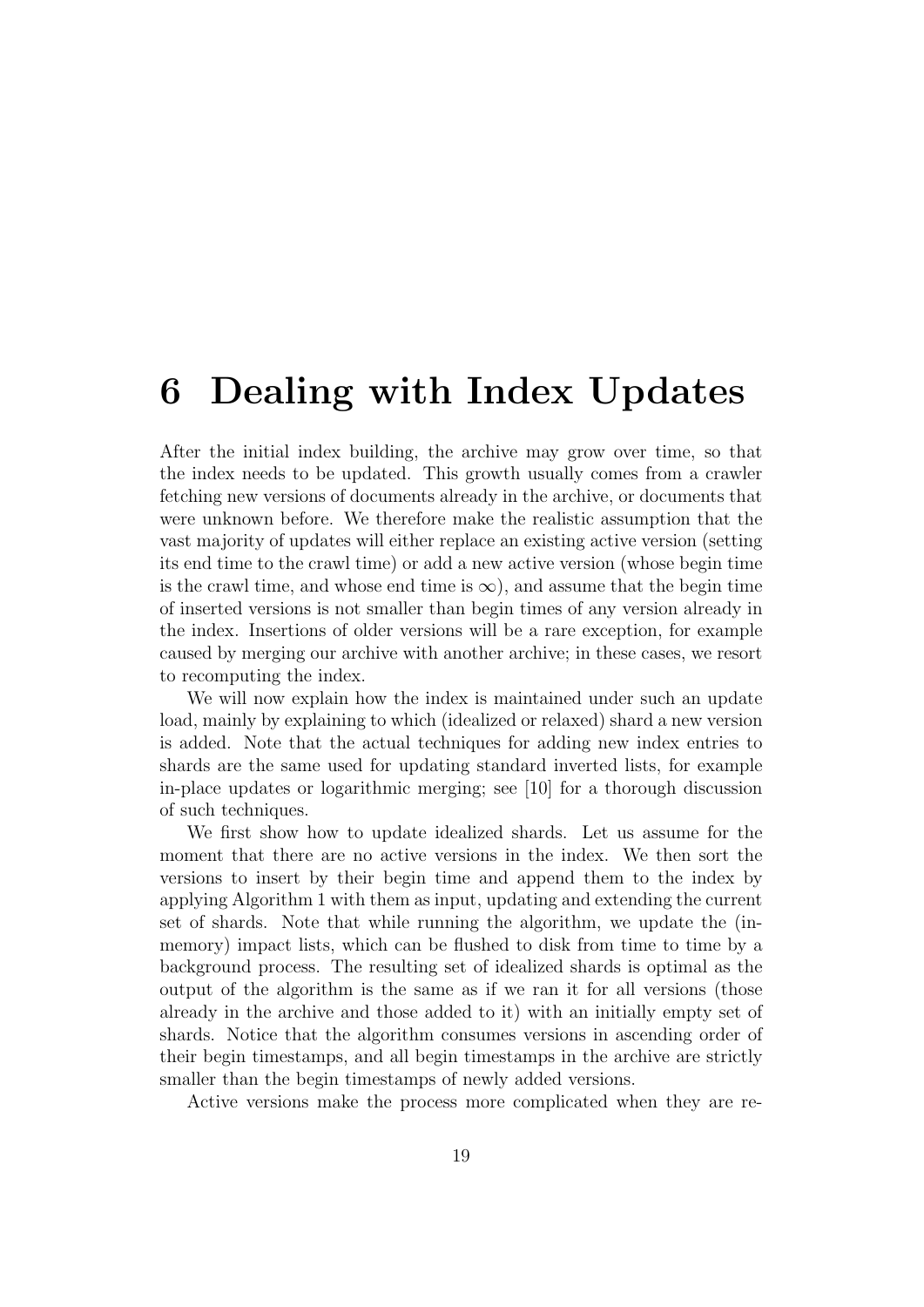# 6 Dealing with Index Updates

After the initial index building, the archive may grow over time, so that the index needs to be updated. This growth usually comes from a crawler fetching new versions of documents already in the archive, or documents that were unknown before. We therefore make the realistic assumption that the vast majority of updates will either replace an existing active version (setting its end time to the crawl time) or add a new active version (whose begin time is the crawl time, and whose end time is $\infty$), and assume that the begin time of inserted versions is not smaller than begin times of any version already in the index. Insertions of older versions will be a rare exception, for example caused by merging our archive with another archive; in these cases, we resort to recomputing the index.

We will now explain how the index is maintained under such an update load, mainly by explaining to which (idealized or relaxed) shard a new version is added. Note that the actual techniques for adding new index entries to shards are the same used for updating standard inverted lists, for example in-place updates or logarithmic merging; see [10] for a thorough discussion of such techniques.

We first show how to update idealized shards. Let us assume for the moment that there are no active versions in the index. We then sort the versions to insert by their begin time and append them to the index by applying Algorithm 1 with them as input, updating and extending the current set of shards. Note that while running the algorithm, we update the (in-memory) impact lists, which can be flushed to disk from time to time by a background process. The resulting set of idealized shards is optimal as the output of the algorithm is the same as if we ran it for all versions (those already in the archive and those added to it) with an initially empty set of shards. Notice that the algorithm consumes versions in ascending order of their begin timestamps, and all begin timestamps in the archive are strictly smaller than the begin timestamps of newly added versions.

Active versions make the process more complicated when they are re-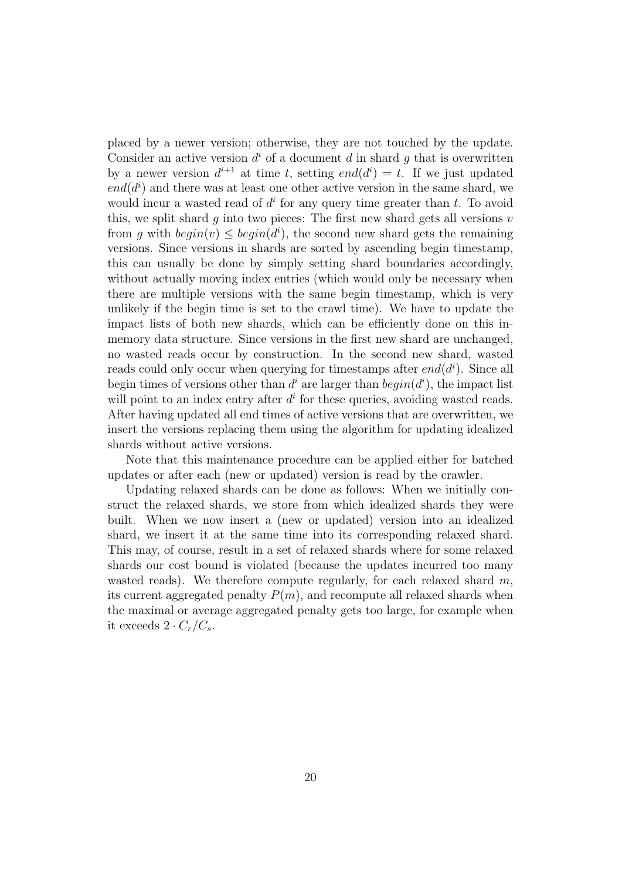placed by a newer version; otherwise, they are not touched by the update. Consider an active version $d^i$ of a document $d$ in shard $g$ that is overwritten by a newer version $d^{i+1}$ at time $t$, setting $end(d^i) = t$. If we just updated $end(d^i)$ and there was at least one other active version in the same shard, we would incur a wasted read of $d^i$ for any query time greater than $t$. To avoid this, we split shard $g$ into two pieces: The first new shard gets all versions $v$ from $g$ with $begin(v) \leq begin(d^i)$, the second new shard gets the remaining versions. Since versions in shards are sorted by ascending begin timestamp, this can usually be done by simply setting shard boundaries accordingly, without actually moving index entries (which would only be necessary when there are multiple versions with the same begin timestamp, which is very unlikely if the begin time is set to the crawl time). We have to update the impact lists of both new shards, which can be efficiently done on this in-memory data structure. Since versions in the first new shard are unchanged, no wasted reads occur by construction. In the second new shard, wasted reads could only occur when querying for timestamps after $end(d^i)$. Since all begin times of versions other than $d^i$ are larger than $begin(d^i)$, the impact list will point to an index entry after $d^i$ for these queries, avoiding wasted reads. After having updated all end times of active versions that are overwritten, we insert the versions replacing them using the algorithm for updating idealized shards without active versions.

Note that this maintenance procedure can be applied either for batched updates or after each (new or updated) version is read by the crawler.

Updating relaxed shards can be done as follows: When we initially construct the relaxed shards, we store from which idealized shards they were built. When we now insert a (new or updated) version into an idealized shard, we insert it at the same time into its corresponding relaxed shard. This may, of course, result in a set of relaxed shards where for some relaxed shards our cost bound is violated (because the updates incurred too many wasted reads). We therefore compute regularly, for each relaxed shard $m$, its current aggregated penalty $P(m)$, and recompute all relaxed shards when the maximal or average aggregated penalty gets too large, for example when it exceeds $2 \cdot C_r/C_s$.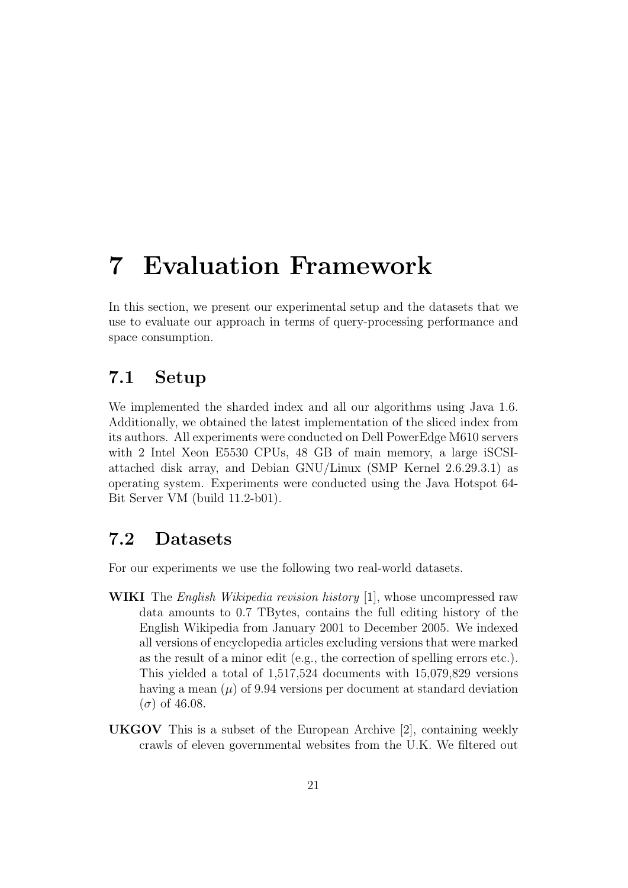# 7 Evaluation Framework

In this section, we present our experimental setup and the datasets that we use to evaluate our approach in terms of query-processing performance and space consumption.

## 7.1 Setup

We implemented the sharded index and all our algorithms using Java 1.6. Additionally, we obtained the latest implementation of the sliced index from its authors. All experiments were conducted on Dell PowerEdge M610 servers with 2 Intel Xeon E5530 CPUs, 48 GB of main memory, a large iSCSI-attached disk array, and Debian GNU/Linux (SMP Kernel 2.6.29.3.1) as operating system. Experiments were conducted using the Java Hotspot 64-Bit Server VM (build 11.2-b01).

## 7.2 Datasets

For our experiments we use the following two real-world datasets.

**WIKI** The *English Wikipedia revision history* [1], whose uncompressed raw data amounts to 0.7 TBytes, contains the full editing history of the English Wikipedia from January 2001 to December 2005. We indexed all versions of encyclopedia articles excluding versions that were marked as the result of a minor edit (e.g., the correction of spelling errors etc.). This yielded a total of 1,517,524 documents with 15,079,829 versions having a mean ($\mu$) of 9.94 versions per document at standard deviation ($\sigma$) of 46.08.

**UKGOV** This is a subset of the European Archive [2], containing weekly crawls of eleven governmental websites from the U.K. We filtered out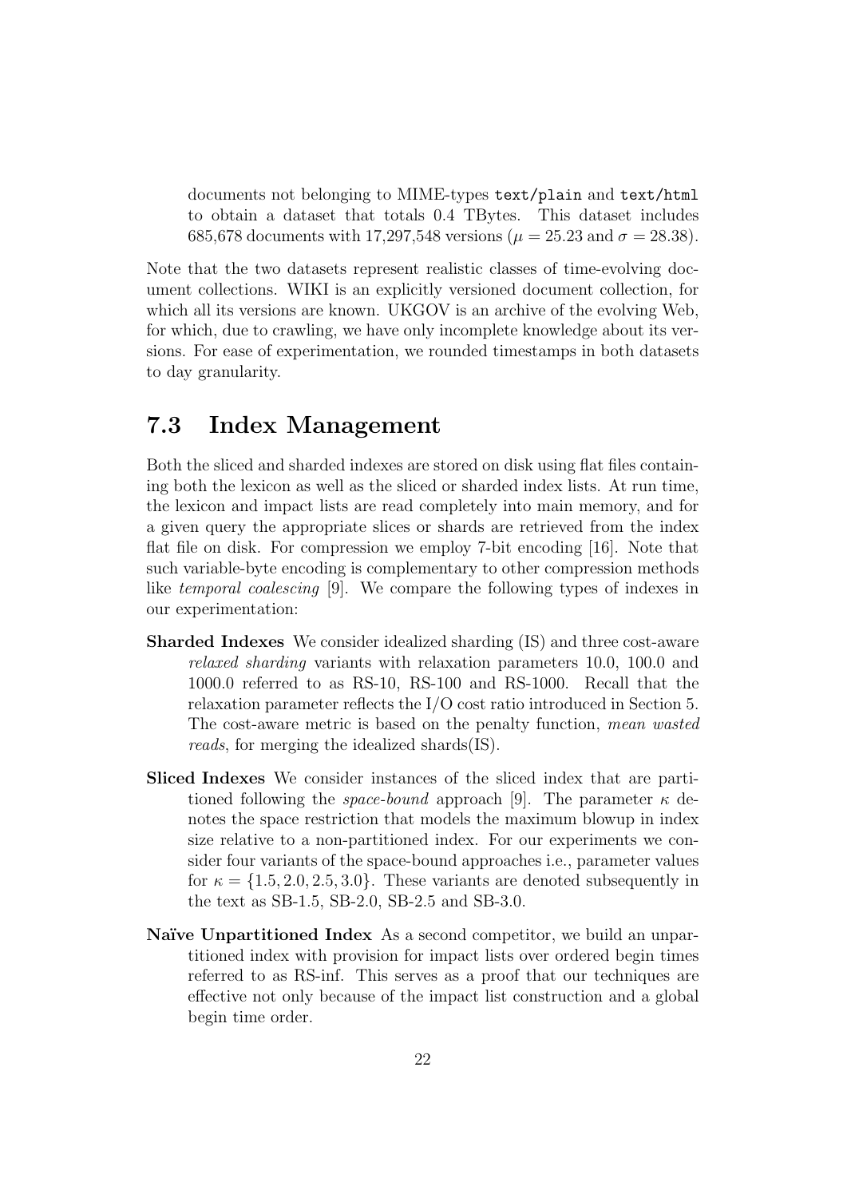documents not belonging to MIME-types `text/plain` and `text/html` to obtain a dataset that totals 0.4 TBytes. This dataset includes 685,678 documents with 17,297,548 versions ($\mu = 25.23$ and $\sigma = 28.38$).

Note that the two datasets represent realistic classes of time-evolving document collections. WIKI is an explicitly versioned document collection, for which all its versions are known. UKGOV is an archive of the evolving Web, for which, due to crawling, we have only incomplete knowledge about its versions. For ease of experimentation, we rounded timestamps in both datasets to day granularity.

## 7.3 Index Management

Both the sliced and sharded indexes are stored on disk using flat files containing both the lexicon as well as the sliced or sharded index lists. At run time, the lexicon and impact lists are read completely into main memory, and for a given query the appropriate slices or shards are retrieved from the index flat file on disk. For compression we employ 7-bit encoding [16]. Note that such variable-byte encoding is complementary to other compression methods like *temporal coalescing* [9]. We compare the following types of indexes in our experimentation:

**Sharded Indexes** We consider idealized sharding (IS) and three cost-aware *relaxed sharding* variants with relaxation parameters 10.0, 100.0 and 1000.0 referred to as RS-10, RS-100 and RS-1000. Recall that the relaxation parameter reflects the I/O cost ratio introduced in Section 5. The cost-aware metric is based on the penalty function, *mean wasted reads*, for merging the idealized shards(IS).

**Sliced Indexes** We consider instances of the sliced index that are partitioned following the *space-bound* approach [9]. The parameter $\kappa$ denotes the space restriction that models the maximum blowup in index size relative to a non-partitioned index. For our experiments we consider four variants of the space-bound approaches i.e., parameter values for $\kappa = \{1.5, 2.0, 2.5, 3.0\}$. These variants are denoted subsequently in the text as SB-1.5, SB-2.0, SB-2.5 and SB-3.0.

**Naïve Unpartitioned Index** As a second competitor, we build an unpartitioned index with provision for impact lists over ordered begin times referred to as RS-inf. This serves as a proof that our techniques are effective not only because of the impact list construction and a global begin time order.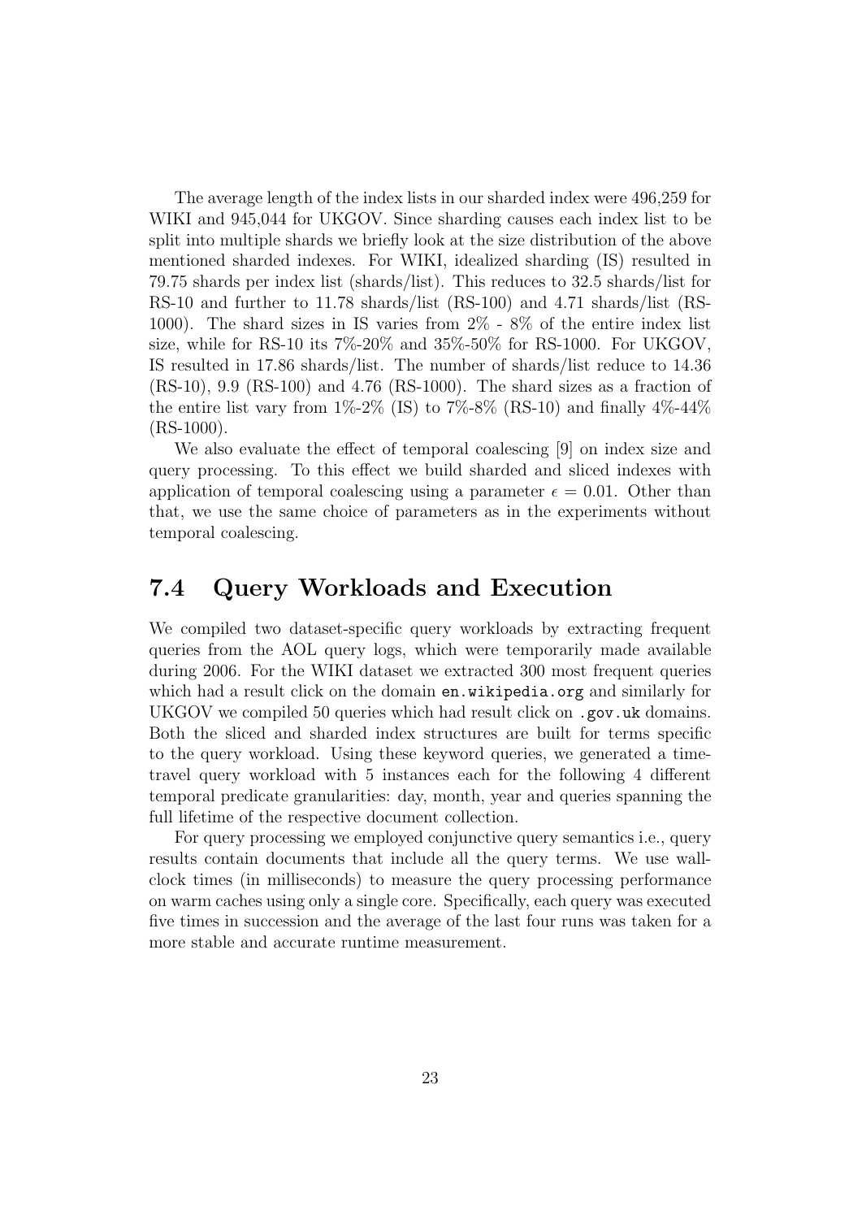The average length of the index lists in our sharded index were 496,259 for WIKI and 945,044 for UKGOV. Since sharding causes each index list to be split into multiple shards we briefly look at the size distribution of the above mentioned sharded indexes. For WIKI, idealized sharding (IS) resulted in 79.75 shards per index list (shards/list). This reduces to 32.5 shards/list for RS-10 and further to 11.78 shards/list (RS-100) and 4.71 shards/list (RS-1000). The shard sizes in IS varies from 2% - 8% of the entire index list size, while for RS-10 its 7%-20% and 35%-50% for RS-1000. For UKGOV, IS resulted in 17.86 shards/list. The number of shards/list reduce to 14.36 (RS-10), 9.9 (RS-100) and 4.76 (RS-1000). The shard sizes as a fraction of the entire list vary from 1%-2% (IS) to 7%-8% (RS-10) and finally 4%-44% (RS-1000).

We also evaluate the effect of temporal coalescing [9] on index size and query processing. To this effect we build sharded and sliced indexes with application of temporal coalescing using a parameter $\epsilon = 0.01$. Other than that, we use the same choice of parameters as in the experiments without temporal coalescing.

## 7.4 Query Workloads and Execution

We compiled two dataset-specific query workloads by extracting frequent queries from the AOL query logs, which were temporarily made available during 2006. For the WIKI dataset we extracted 300 most frequent queries which had a result click on the domain `en.wikipedia.org` and similarly for UKGOV we compiled 50 queries which had result click on `.gov.uk` domains. Both the sliced and sharded index structures are built for terms specific to the query workload. Using these keyword queries, we generated a time-travel query workload with 5 instances each for the following 4 different temporal predicate granularities: day, month, year and queries spanning the full lifetime of the respective document collection.

For query processing we employed conjunctive query semantics i.e., query results contain documents that include all the query terms. We use wall-clock times (in milliseconds) to measure the query processing performance on warm caches using only a single core. Specifically, each query was executed five times in succession and the average of the last four runs was taken for a more stable and accurate runtime measurement.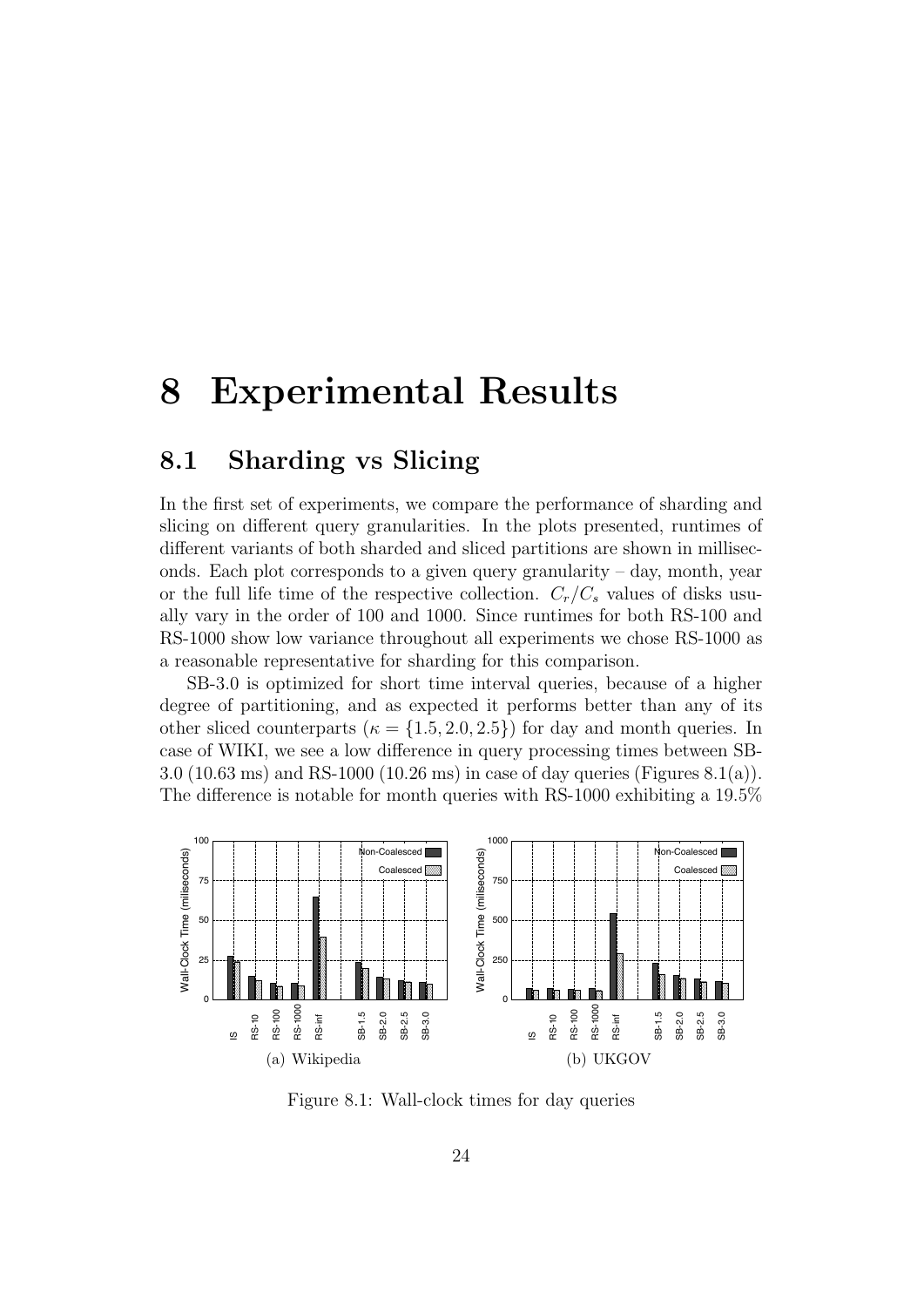# 8 Experimental Results

## 8.1 Sharding vs Slicing

In the first set of experiments, we compare the performance of sharding and slicing on different query granularities. In the plots presented, runtimes of different variants of both sharded and sliced partitions are shown in milliseconds. Each plot corresponds to a given query granularity – day, month, year or the full life time of the respective collection. $C_r/C_s$ values of disks usually vary in the order of 100 and 1000. Since runtimes for both RS-100 and RS-1000 show low variance throughout all experiments we chose RS-1000 as a reasonable representative for sharding for this comparison.

SB-3.0 is optimized for short time interval queries, because of a higher degree of partitioning, and as expected it performs better than any of its other sliced counterparts ($\kappa = \{1.5, 2.0, 2.5\}$) for day and month queries. In case of WIKI, we see a low difference in query processing times between SB-3.0 (10.63 ms) and RS-1000 (10.26 ms) in case of day queries (Figures 8.1(a)). The difference is notable for month queries with RS-1000 exhibiting a 19.5%

(a) Wikipedia

(b) UKGOV

Figure 8.1: Wall-clock times for day queries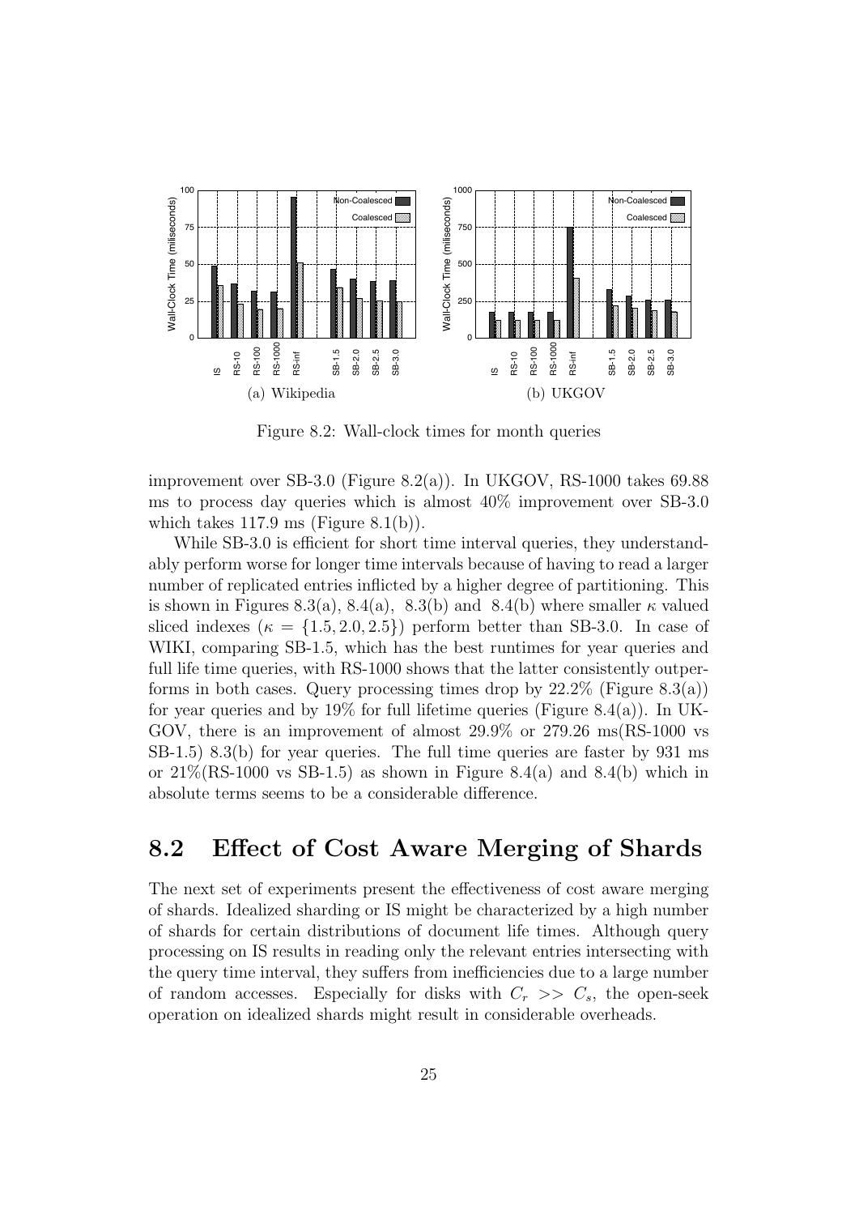(a) Wikipedia

(b) UKGOV

Figure 8.2: Wall-clock times for month queries

improvement over SB-3.0 (Figure 8.2(a)). In UKGOV, RS-1000 takes 69.88 ms to process day queries which is almost 40% improvement over SB-3.0 which takes 117.9 ms (Figure 8.1(b)).

While SB-3.0 is efficient for short time interval queries, they understandably perform worse for longer time intervals because of having to read a larger number of replicated entries inflicted by a higher degree of partitioning. This is shown in Figures 8.3(a), 8.4(a), 8.3(b) and 8.4(b) where smaller $\kappa$ valued sliced indexes ($\kappa = \{1.5, 2.0, 2.5\}$) perform better than SB-3.0. In case of WIKI, comparing SB-1.5, which has the best runtimes for year queries and full life time queries, with RS-1000 shows that the latter consistently outperforms in both cases. Query processing times drop by 22.2% (Figure 8.3(a)) for year queries and by 19% for full lifetime queries (Figure 8.4(a)). In UKGOV, there is an improvement of almost 29.9% or 279.26 ms(RS-1000 vs SB-1.5) 8.3(b) for year queries. The full time queries are faster by 931 ms or 21%(RS-1000 vs SB-1.5) as shown in Figure 8.4(a) and 8.4(b) which in absolute terms seems to be a considerable difference.

## 8.2 Effect of Cost Aware Merging of Shards

The next set of experiments present the effectiveness of cost aware merging of shards. Idealized sharding or IS might be characterized by a high number of shards for certain distributions of document life times. Although query processing on IS results in reading only the relevant entries intersecting with the query time interval, they suffers from inefficiencies due to a large number of random accesses. Especially for disks with $C_r >> C_s$, the open-seek operation on idealized shards might result in considerable overheads.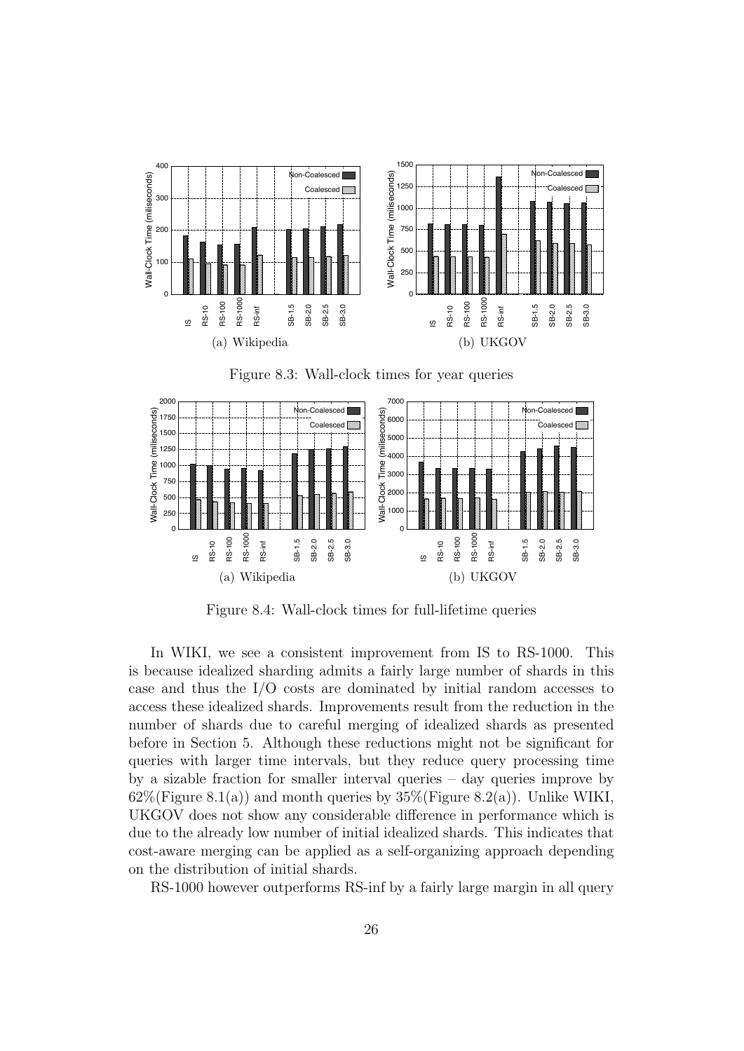Figure 8.3: Wall-clock times for year queries

Figure 8.4: Wall-clock times for full-lifetime queries

In WIKI, we see a consistent improvement from IS to RS-1000. This is because idealized sharding admits a fairly large number of shards in this case and thus the I/O costs are dominated by initial random accesses to access these idealized shards. Improvements result from the reduction in the number of shards due to careful merging of idealized shards as presented before in Section 5. Although these reductions might not be significant for queries with larger time intervals, but they reduce query processing time by a sizable fraction for smaller interval queries – day queries improve by 62%(Figure 8.1(a)) and month queries by 35%(Figure 8.2(a)). Unlike WIKI, UKGOV does not show any considerable difference in performance which is due to the already low number of initial idealized shards. This indicates that cost-aware merging can be applied as a self-organizing approach depending on the distribution of initial shards.

RS-1000 however outperforms RS-inf by a fairly large margin in all query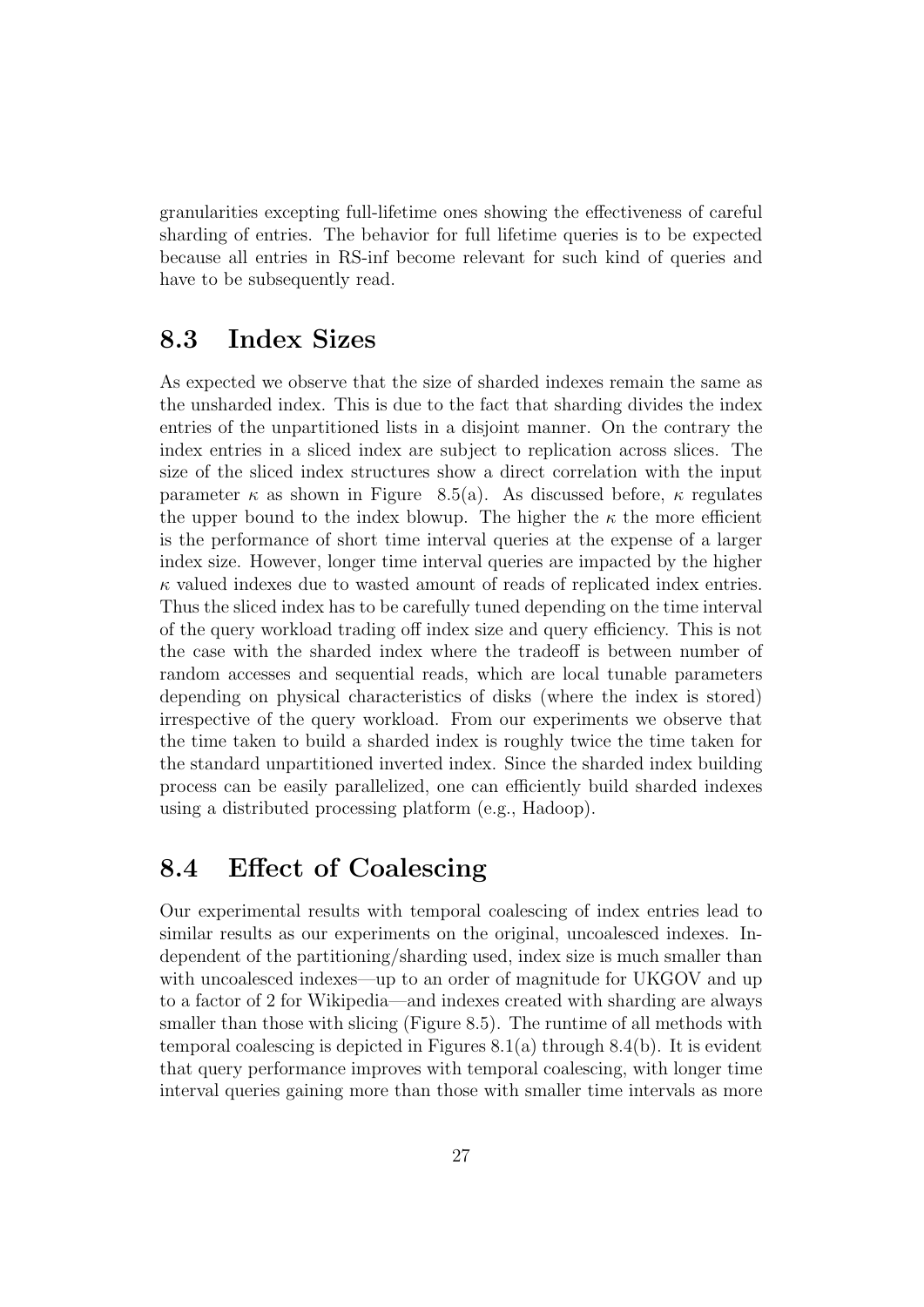granularities excepting full-lifetime ones showing the effectiveness of careful sharding of entries. The behavior for full lifetime queries is to be expected because all entries in RS-inf become relevant for such kind of queries and have to be subsequently read.

## 8.3 Index Sizes

As expected we observe that the size of sharded indexes remain the same as the unsharded index. This is due to the fact that sharding divides the index entries of the unpartitioned lists in a disjoint manner. On the contrary the index entries in a sliced index are subject to replication across slices. The size of the sliced index structures show a direct correlation with the input parameter $\kappa$ as shown in Figure 8.5(a). As discussed before, $\kappa$ regulates the upper bound to the index blowup. The higher the $\kappa$ the more efficient is the performance of short time interval queries at the expense of a larger index size. However, longer time interval queries are impacted by the higher $\kappa$ valued indexes due to wasted amount of reads of replicated index entries. Thus the sliced index has to be carefully tuned depending on the time interval of the query workload trading off index size and query efficiency. This is not the case with the sharded index where the tradeoff is between number of random accesses and sequential reads, which are local tunable parameters depending on physical characteristics of disks (where the index is stored) irrespective of the query workload. From our experiments we observe that the time taken to build a sharded index is roughly twice the time taken for the standard unpartitioned inverted index. Since the sharded index building process can be easily parallelized, one can efficiently build sharded indexes using a distributed processing platform (e.g., Hadoop).

## 8.4 Effect of Coalescing

Our experimental results with temporal coalescing of index entries lead to similar results as our experiments on the original, uncoalesced indexes. Independent of the partitioning/sharding used, index size is much smaller than with uncoalesced indexes—up to an order of magnitude for UKGOV and up to a factor of 2 for Wikipedia—and indexes created with sharding are always smaller than those with slicing (Figure 8.5). The runtime of all methods with temporal coalescing is depicted in Figures 8.1(a) through 8.4(b). It is evident that query performance improves with temporal coalescing, with longer time interval queries gaining more than those with smaller time intervals as more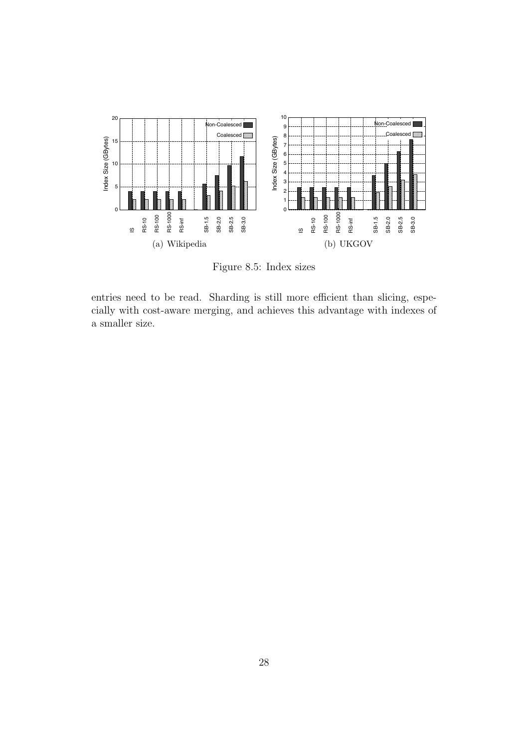Figure 8.5: Index sizes

entries need to be read. Sharding is still more efficient than slicing, especially with cost-aware merging, and achieves this advantage with indexes of a smaller size.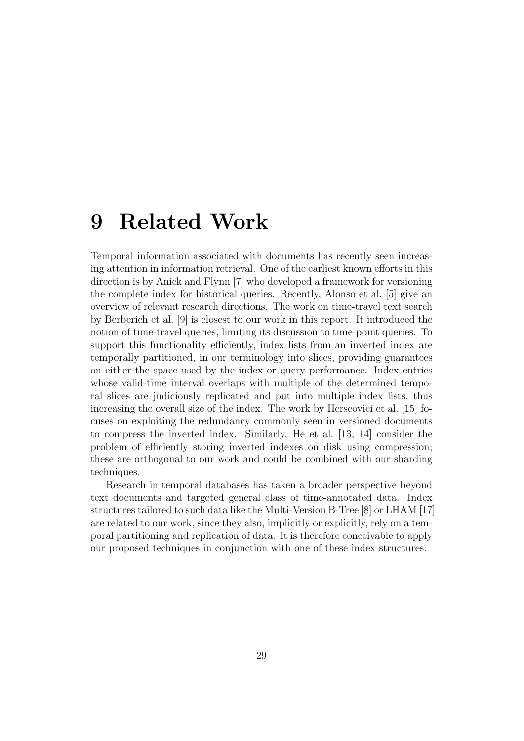# 9 Related Work

Temporal information associated with documents has recently seen increasing attention in information retrieval. One of the earliest known efforts in this direction is by Anick and Flynn [7] who developed a framework for versioning the complete index for historical queries. Recently, Alonso et al. [5] give an overview of relevant research directions. The work on time-travel text search by Berberich et al. [9] is closest to our work in this report. It introduced the notion of time-travel queries, limiting its discussion to time-point queries. To support this functionality efficiently, index lists from an inverted index are temporally partitioned, in our terminology into slices, providing guarantees on either the space used by the index or query performance. Index entries whose valid-time interval overlaps with multiple of the determined temporal slices are judiciously replicated and put into multiple index lists, thus increasing the overall size of the index. The work by Herscovici et al. [15] focuses on exploiting the redundancy commonly seen in versioned documents to compress the inverted index. Similarly, He et al. [13, 14] consider the problem of efficiently storing inverted indexes on disk using compression; these are orthogonal to our work and could be combined with our sharding techniques.

Research in temporal databases has taken a broader perspective beyond text documents and targeted general class of time-annotated data. Index structures tailored to such data like the Multi-Version B-Tree [8] or LHAM [17] are related to our work, since they also, implicitly or explicitly, rely on a temporal partitioning and replication of data. It is therefore conceivable to apply our proposed techniques in conjunction with one of these index structures.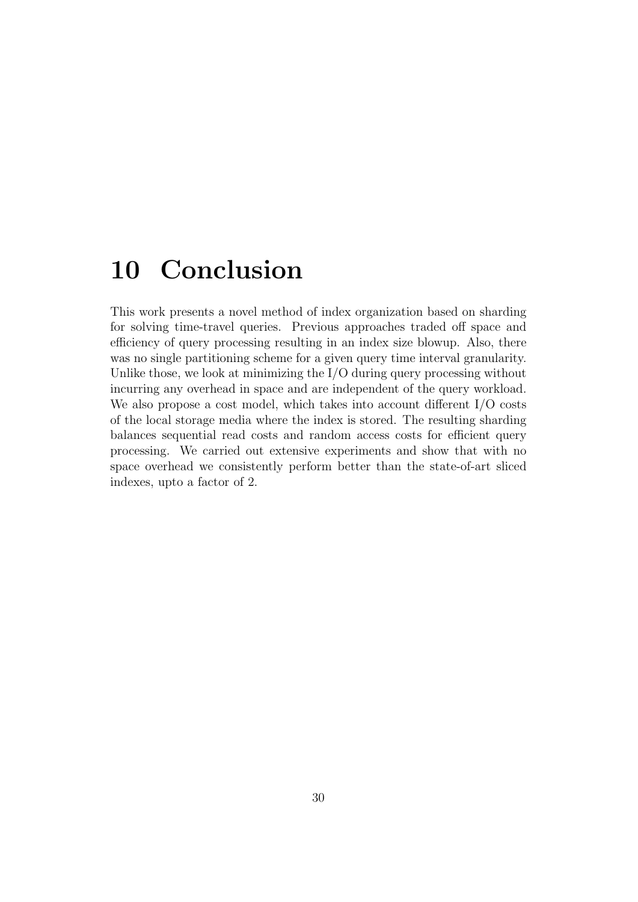# 10 Conclusion

This work presents a novel method of index organization based on sharding for solving time-travel queries. Previous approaches traded off space and efficiency of query processing resulting in an index size blowup. Also, there was no single partitioning scheme for a given query time interval granularity. Unlike those, we look at minimizing the I/O during query processing without incurring any overhead in space and are independent of the query workload. We also propose a cost model, which takes into account different I/O costs of the local storage media where the index is stored. The resulting sharding balances sequential read costs and random access costs for efficient query processing. We carried out extensive experiments and show that with no space overhead we consistently perform better than the state-of-art sliced indexes, upto a factor of 2.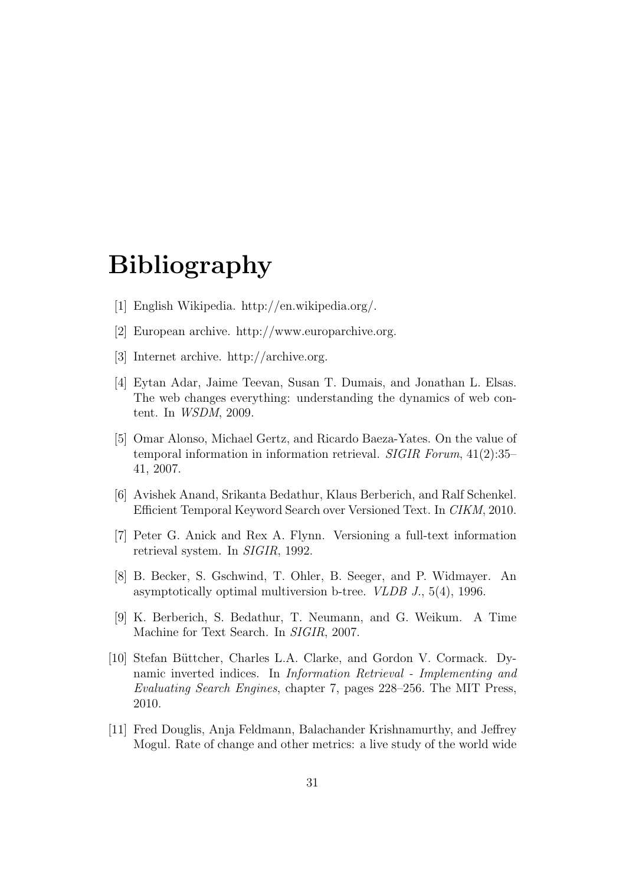# Bibliography

[1] English Wikipedia. http://en.wikipedia.org/.

[2] European archive. http://www.europarchive.org.

[3] Internet archive. http://archive.org.

[4] Eytan Adar, Jaime Teevan, Susan T. Dumais, and Jonathan L. Elsas. The web changes everything: understanding the dynamics of web content. In *WSDM*, 2009.

[5] Omar Alonso, Michael Gertz, and Ricardo Baeza-Yates. On the value of temporal information in information retrieval. *SIGIR Forum*, 41(2):35–41, 2007.

[6] Avishek Anand, Srikanta Bedathur, Klaus Berberich, and Ralf Schenkel. Efficient Temporal Keyword Search over Versioned Text. In *CIKM*, 2010.

[7] Peter G. Anick and Rex A. Flynn. Versioning a full-text information retrieval system. In *SIGIR*, 1992.

[8] B. Becker, S. Gschwind, T. Ohler, B. Seeger, and P. Widmayer. An asymptotically optimal multiversion b-tree. *VLDB J.*, 5(4), 1996.

[9] K. Berberich, S. Bedathur, T. Neumann, and G. Weikum. A Time Machine for Text Search. In *SIGIR*, 2007.

[10] Stefan Büttcher, Charles L.A. Clarke, and Gordon V. Cormack. Dynamic inverted indices. In *Information Retrieval - Implementing and Evaluating Search Engines*, chapter 7, pages 228–256. The MIT Press, 2010.

[11] Fred Douglis, Anja Feldmann, Balachander Krishnamurthy, and Jeffrey Mogul. Rate of change and other metrics: a live study of the world wide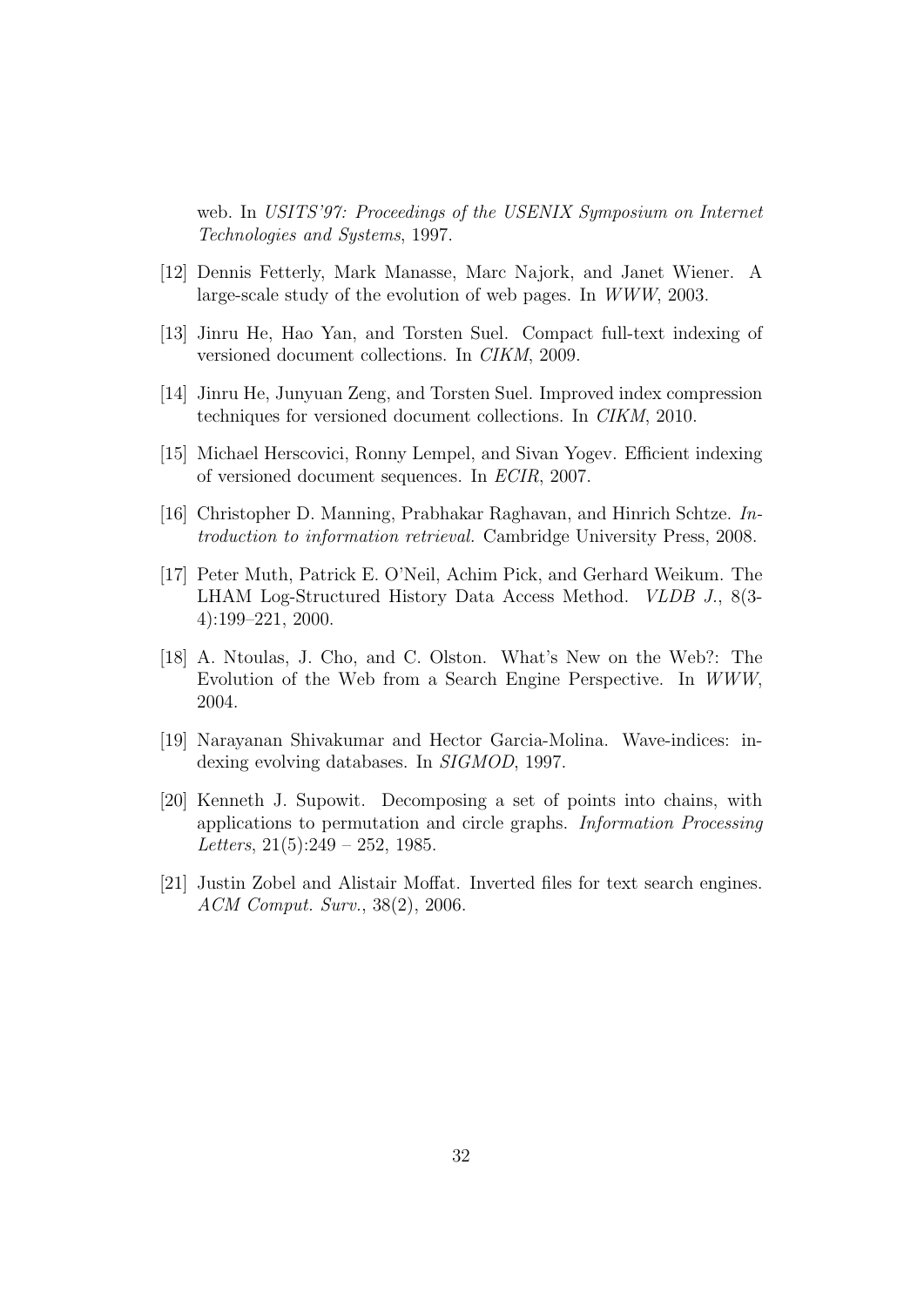web. In *USITS'97: Proceedings of the USENIX Symposium on Internet Technologies and Systems*, 1997.

[12] Dennis Fetterly, Mark Manasse, Marc Najork, and Janet Wiener. A large-scale study of the evolution of web pages. In *WWW*, 2003.

[13] Jinru He, Hao Yan, and Torsten Suel. Compact full-text indexing of versioned document collections. In *CIKM*, 2009.

[14] Jinru He, Junyuan Zeng, and Torsten Suel. Improved index compression techniques for versioned document collections. In *CIKM*, 2010.

[15] Michael Herscovici, Ronny Lempel, and Sivan Yogev. Efficient indexing of versioned document sequences. In *ECIR*, 2007.

[16] Christopher D. Manning, Prabhakar Raghavan, and Hinrich Schtze. *Introduction to information retrieval.* Cambridge University Press, 2008.

[17] Peter Muth, Patrick E. O'Neil, Achim Pick, and Gerhard Weikum. The LHAM Log-Structured History Data Access Method. *VLDB J.*, 8(3-4):199–221, 2000.

[18] A. Ntoulas, J. Cho, and C. Olston. What's New on the Web?: The Evolution of the Web from a Search Engine Perspective. In *WWW*, 2004.

[19] Narayanan Shivakumar and Hector Garcia-Molina. Wave-indices: indexing evolving databases. In *SIGMOD*, 1997.

[20] Kenneth J. Supowit. Decomposing a set of points into chains, with applications to permutation and circle graphs. *Information Processing Letters*, 21(5):249 – 252, 1985.

[21] Justin Zobel and Alistair Moffat. Inverted files for text search engines. *ACM Comput. Surv.*, 38(2), 2006.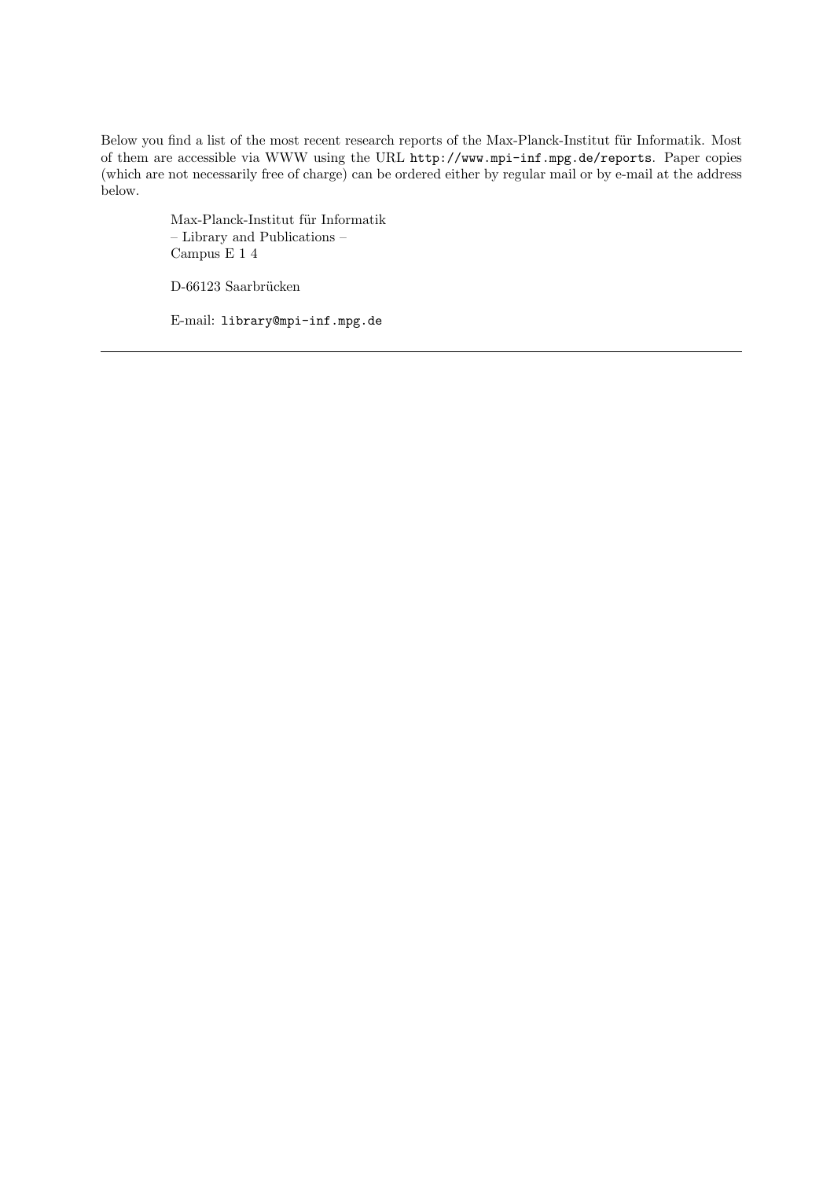Below you find a list of the most recent research reports of the Max-Planck-Institut für Informatik. Most of them are accessible via WWW using the URL `http://www.mpi-inf.mpg.de/reports`. Paper copies (which are not necessarily free of charge) can be ordered either by regular mail or by e-mail at the address below.

> Max-Planck-Institut für Informatik
> – Library and Publications –
> Campus E 1 4
>
> D-66123 Saarbrücken
>
> E-mail: `library@mpi-inf.mpg.de`

---